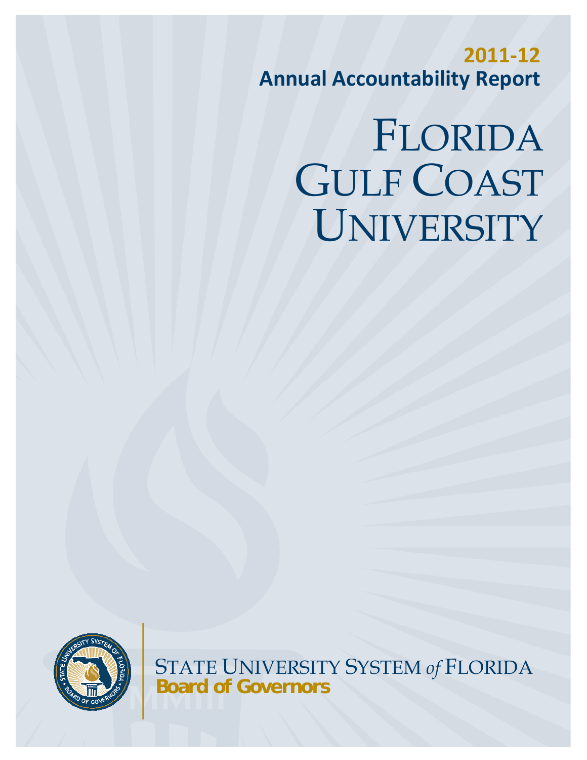**2011-12**
**Annual Accountability Report**

# FLORIDA GULF COAST UNIVERSITY

STATE UNIVERSITY SYSTEM *of* FLORIDA
**Board of Governors**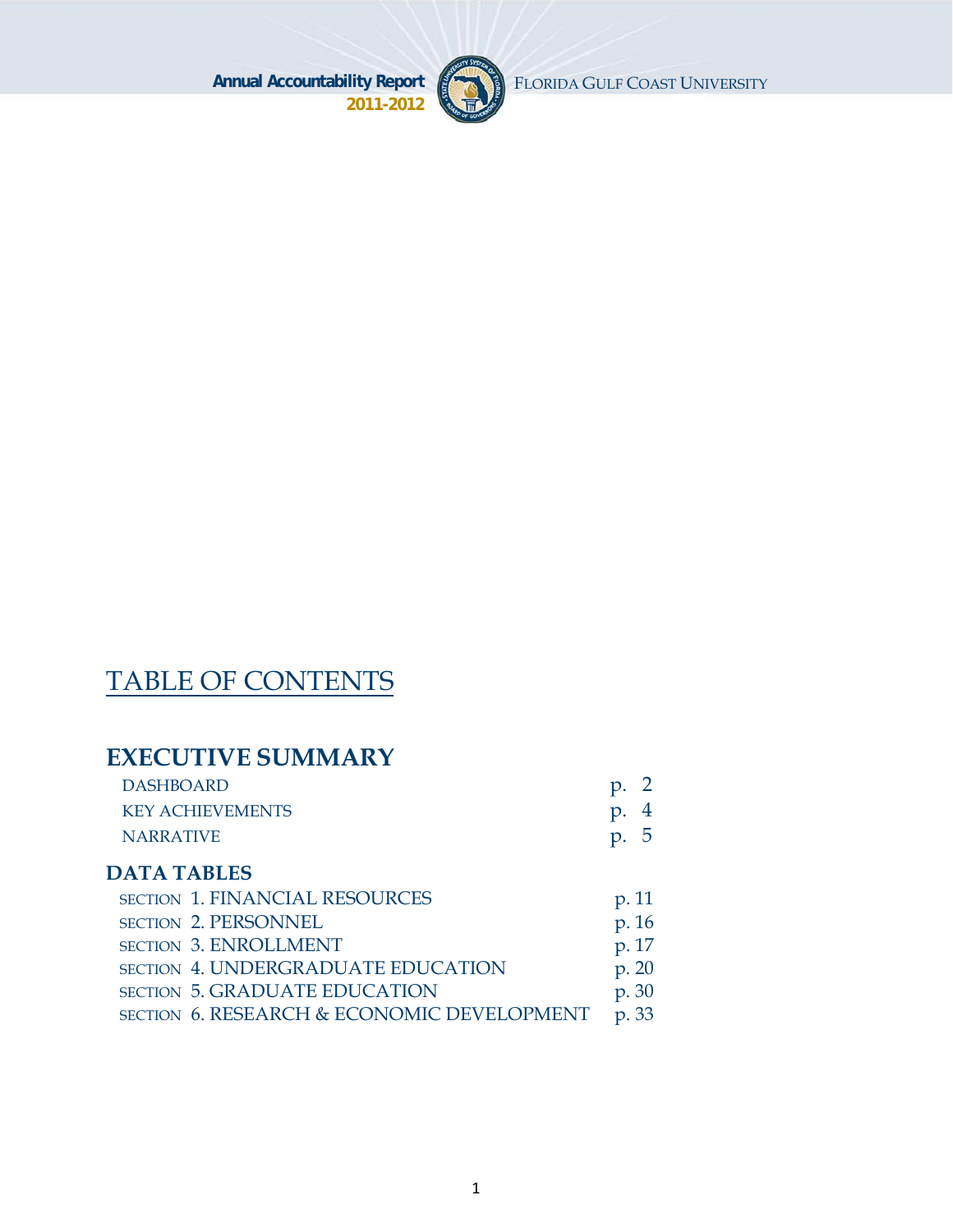# TABLE OF CONTENTS

## EXECUTIVE SUMMARY

| | |
|---|---|
| DASHBOARD | p. 2 |
| KEY ACHIEVEMENTS | p. 4 |
| NARRATIVE | p. 5 |

## DATA TABLES

| | |
|---|---|
| SECTION 1. FINANCIAL RESOURCES | p. 11 |
| SECTION 2. PERSONNEL | p. 16 |
| SECTION 3. ENROLLMENT | p. 17 |
| SECTION 4. UNDERGRADUATE EDUCATION | p. 20 |
| SECTION 5. GRADUATE EDUCATION | p. 30 |
| SECTION 6. RESEARCH & ECONOMIC DEVELOPMENT | p. 33 |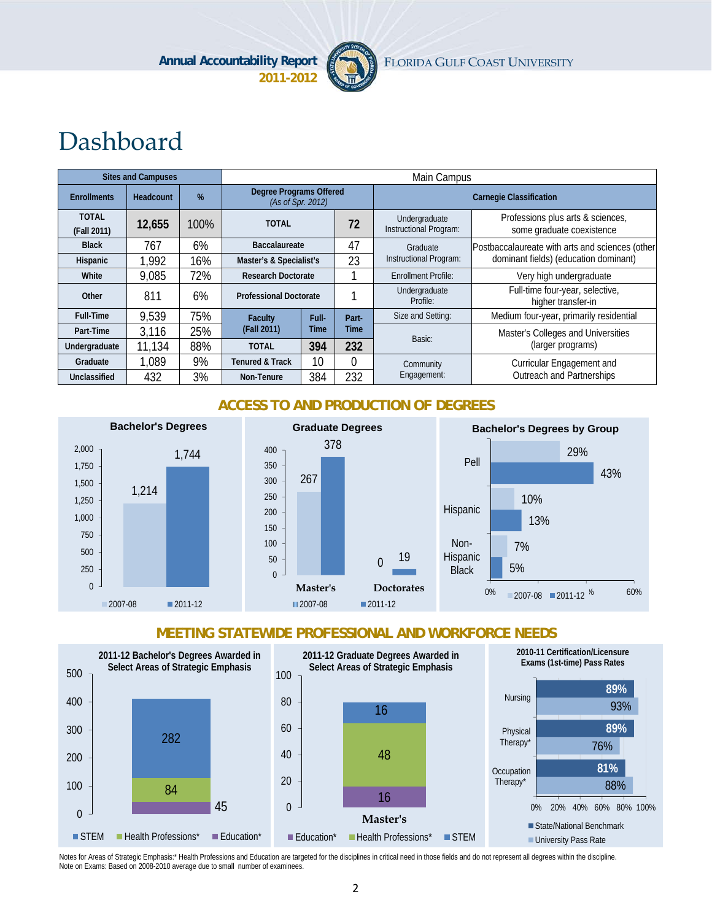# Dashboard

| Sites and Campuses | | | Main Campus | | | | |
|---|---|---|---|---|---|---|---|
| **Enrollments** | **Headcount** | **%** | **Degree Programs Offered** *(As of Spr. 2012)* | | | **Carnegie Classification** | |
| **TOTAL (Fall 2011)** | **12,655** | 100% | **TOTAL** | | **72** | Undergraduate Instructional Program: | Professions plus arts & sciences, some graduate coexistence |
| **Black** | 767 | 6% | **Baccalaureate** | | 47 | Graduate Instructional Program: | Postbaccalaureate with arts and sciences (other dominant fields) (education dominant) |
| **Hispanic** | 1,992 | 16% | **Master's & Specialist's** | | 23 | | |
| **White** | 9,085 | 72% | **Research Doctorate** | | 1 | Enrollment Profile: | Very high undergraduate |
| **Other** | 811 | 6% | **Professional Doctorate** | | 1 | Undergraduate Profile: | Full-time four-year, selective, higher transfer-in |
| **Full-Time** | 9,539 | 75% | **Faculty (Fall 2011)** | **Full-Time** | **Part-Time** | Size and Setting: | Medium four-year, primarily residential |
| **Part-Time** | 3,116 | 25% | | | | Basic: | Master's Colleges and Universities (larger programs) |
| **Undergraduate** | 11,134 | 88% | **TOTAL** | **394** | **232** | | |
| **Graduate** | 1,089 | 9% | **Tenured & Track** | 10 | 0 | Community Engagement: | Curricular Engagement and Outreach and Partnerships |
| **Unclassified** | 432 | 3% | **Non-Tenure** | 384 | 232 | | |

## ACCESS TO AND PRODUCTION OF DEGREES

**Bachelor's Degrees**

| | 2007-08 | 2011-12 |
|---|---|---|
| Bachelor's Degrees | 1,214 | 1,744 |

**Graduate Degrees**

| | 2007-08 | 2011-12 |
|---|---|---|
| Master's | 267 | 378 |
| Doctorates | 0 | 19 |

**Bachelor's Degrees by Group**

| | 2007-08 | 2011-12 |
|---|---|---|
| Pell | 29% | 43% |
| Hispanic | 10% | 13% |
| Non-Hispanic Black | 7% | 5% |

## MEETING STATEWIDE PROFESSIONAL AND WORKFORCE NEEDS

**2011-12 Bachelor's Degrees Awarded in Select Areas of Strategic Emphasis**

| STEM | Health Professions* | Education* |
|---|---|---|
| 282 | 84 | 45 |

**2011-12 Graduate Degrees Awarded in Select Areas of Strategic Emphasis**

| | Education* | Health Professions* | STEM |
|---|---|---|---|
| Master's | 16 | 48 | 16 |

**2010-11 Certification/Licensure Exams (1st-time) Pass Rates**

| | State/National Benchmark | University Pass Rate |
|---|---|---|
| Nursing | 89% | 93% |
| Physical Therapy* | 89% | 76% |
| Occupation Therapy* | 81% | 88% |

Notes for Areas of Strategic Emphasis:* Health Professions and Education are targeted for the disciplines in critical need in those fields and do not represent all degrees within the discipline.
Note on Exams: Based on 2008-2010 average due to small number of examinees.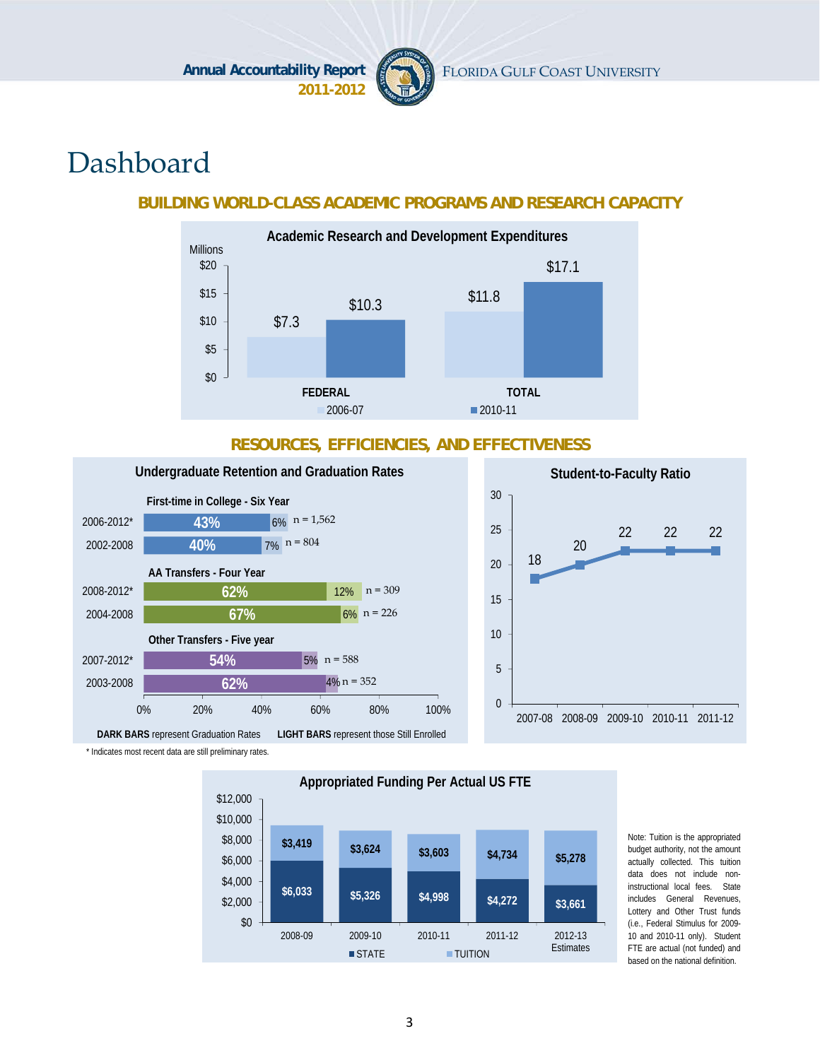# Dashboard

## BUILDING WORLD-CLASS ACADEMIC PROGRAMS AND RESEARCH CAPACITY

**Academic Research and Development Expenditures**

Millions

| | 2006-07 | 2010-11 |
|---|---|---|
| FEDERAL | $7.3 | $10.3 |
| TOTAL | $11.8 | $17.1 |

## RESOURCES, EFFICIENCIES, AND EFFECTIVENESS

**Undergraduate Retention and Graduation Rates**

| Cohort | Period | Graduation Rate | Still Enrolled | n |
|---|---|---|---|---|
| First-time in College - Six Year | 2006-2012* | 43% | 6% | n = 1,562 |
| | 2002-2008 | 40% | 7% | n = 804 |
| AA Transfers - Four Year | 2008-2012* | 62% | 12% | n = 309 |
| | 2004-2008 | 67% | 6% | n = 226 |
| Other Transfers - Five year | 2007-2012* | 54% | 5% | n = 588 |
| | 2003-2008 | 62% | 4% | n = 352 |

**DARK BARS** represent Graduation Rates **LIGHT BARS** represent those Still Enrolled

\* Indicates most recent data are still preliminary rates.

**Student-to-Faculty Ratio**

| 2007-08 | 2008-09 | 2009-10 | 2010-11 | 2011-12 |
|---|---|---|---|---|
| 18 | 20 | 22 | 22 | 22 |

**Appropriated Funding Per Actual US FTE**

| | 2008-09 | 2009-10 | 2010-11 | 2011-12 | 2012-13 Estimates |
|---|---|---|---|---|---|
| STATE | $6,033 | $5,326 | $4,998 | $4,272 | $3,661 |
| TUITION | $3,419 | $3,624 | $3,603 | $4,734 | $5,278 |

Note: Tuition is the appropriated budget authority, not the amount actually collected. This tuition data does not include non-instructional local fees. State includes General Revenues, Lottery and Other Trust funds (i.e., Federal Stimulus for 2009-10 and 2010-11 only). Student FTE are actual (not funded) and based on the national definition.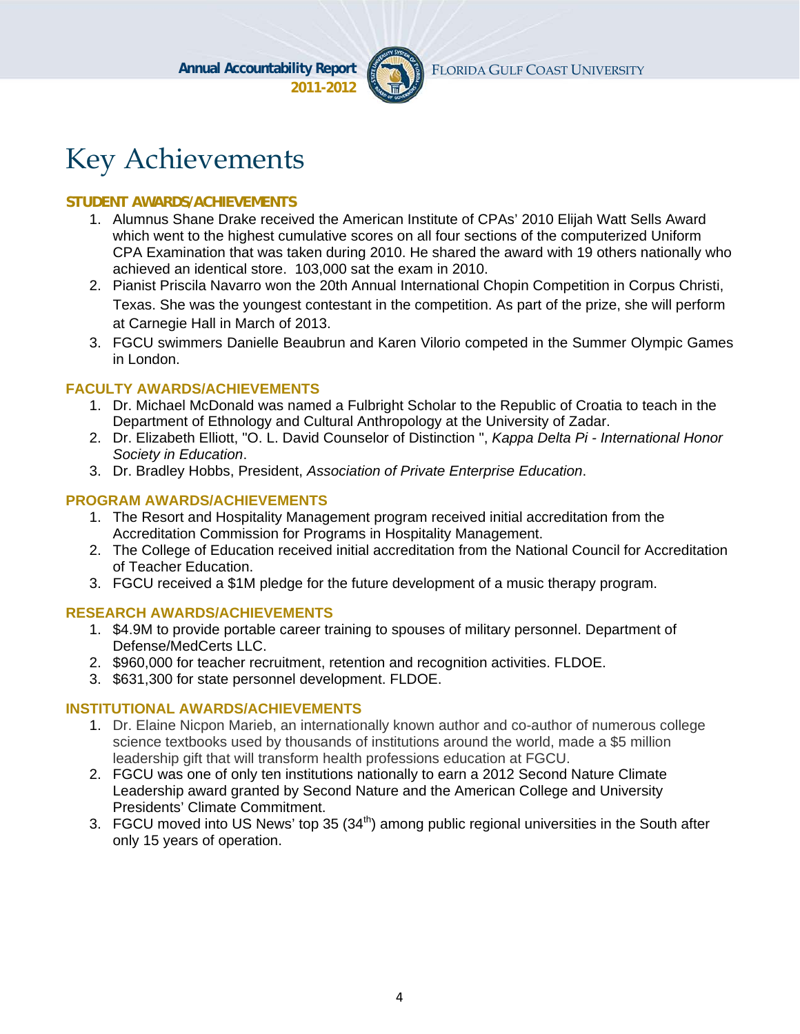# Key Achievements

### STUDENT AWARDS/ACHIEVEMENTS

1. Alumnus Shane Drake received the American Institute of CPAs' 2010 Elijah Watt Sells Award which went to the highest cumulative scores on all four sections of the computerized Uniform CPA Examination that was taken during 2010. He shared the award with 19 others nationally who achieved an identical store. 103,000 sat the exam in 2010.
2. Pianist Priscila Navarro won the 20th Annual International Chopin Competition in Corpus Christi, Texas. She was the youngest contestant in the competition. As part of the prize, she will perform at Carnegie Hall in March of 2013.
3. FGCU swimmers Danielle Beaubrun and Karen Vilorio competed in the Summer Olympic Games in London.

### FACULTY AWARDS/ACHIEVEMENTS

1. Dr. Michael McDonald was named a Fulbright Scholar to the Republic of Croatia to teach in the Department of Ethnology and Cultural Anthropology at the University of Zadar.
2. Dr. Elizabeth Elliott, "O. L. David Counselor of Distinction ", *Kappa Delta Pi - International Honor Society in Education*.
3. Dr. Bradley Hobbs, President, *Association of Private Enterprise Education*.

### PROGRAM AWARDS/ACHIEVEMENTS

1. The Resort and Hospitality Management program received initial accreditation from the Accreditation Commission for Programs in Hospitality Management.
2. The College of Education received initial accreditation from the National Council for Accreditation of Teacher Education.
3. FGCU received a $1M pledge for the future development of a music therapy program.

### RESEARCH AWARDS/ACHIEVEMENTS

1. $4.9M to provide portable career training to spouses of military personnel. Department of Defense/MedCerts LLC.
2. $960,000 for teacher recruitment, retention and recognition activities. FLDOE.
3. $631,300 for state personnel development. FLDOE.

### INSTITUTIONAL AWARDS/ACHIEVEMENTS

1. Dr. Elaine Nicpon Marieb, an internationally known author and co-author of numerous college science textbooks used by thousands of institutions around the world, made a $5 million leadership gift that will transform health professions education at FGCU.
2. FGCU was one of only ten institutions nationally to earn a 2012 Second Nature Climate Leadership award granted by Second Nature and the American College and University Presidents' Climate Commitment.
3. FGCU moved into US News' top 35 (34th) among public regional universities in the South after only 15 years of operation.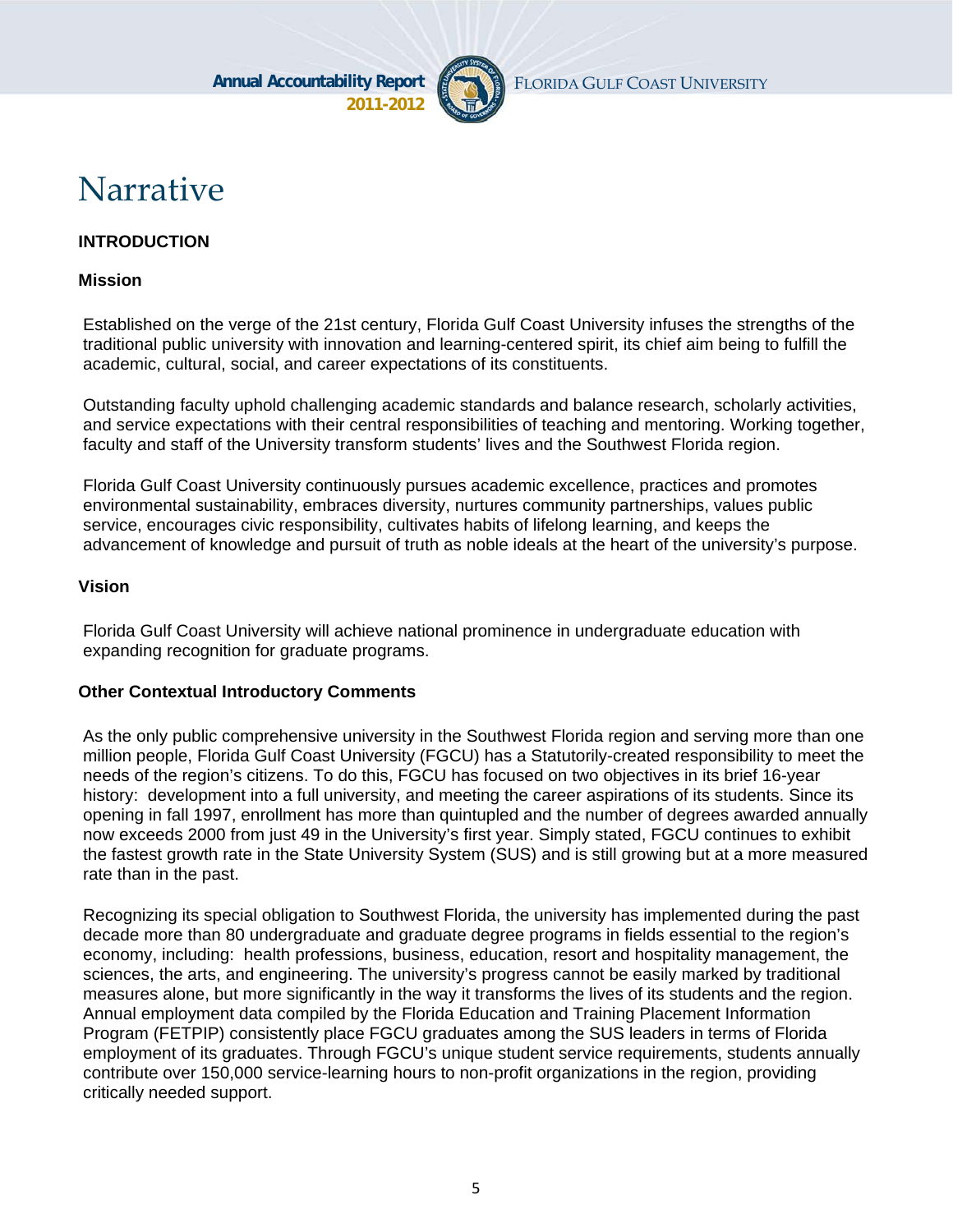# Narrative

## INTRODUCTION

### Mission

Established on the verge of the 21st century, Florida Gulf Coast University infuses the strengths of the traditional public university with innovation and learning-centered spirit, its chief aim being to fulfill the academic, cultural, social, and career expectations of its constituents.

Outstanding faculty uphold challenging academic standards and balance research, scholarly activities, and service expectations with their central responsibilities of teaching and mentoring. Working together, faculty and staff of the University transform students' lives and the Southwest Florida region.

Florida Gulf Coast University continuously pursues academic excellence, practices and promotes environmental sustainability, embraces diversity, nurtures community partnerships, values public service, encourages civic responsibility, cultivates habits of lifelong learning, and keeps the advancement of knowledge and pursuit of truth as noble ideals at the heart of the university's purpose.

### Vision

Florida Gulf Coast University will achieve national prominence in undergraduate education with expanding recognition for graduate programs.

### Other Contextual Introductory Comments

As the only public comprehensive university in the Southwest Florida region and serving more than one million people, Florida Gulf Coast University (FGCU) has a Statutorily-created responsibility to meet the needs of the region's citizens. To do this, FGCU has focused on two objectives in its brief 16-year history: development into a full university, and meeting the career aspirations of its students. Since its opening in fall 1997, enrollment has more than quintupled and the number of degrees awarded annually now exceeds 2000 from just 49 in the University's first year. Simply stated, FGCU continues to exhibit the fastest growth rate in the State University System (SUS) and is still growing but at a more measured rate than in the past.

Recognizing its special obligation to Southwest Florida, the university has implemented during the past decade more than 80 undergraduate and graduate degree programs in fields essential to the region's economy, including: health professions, business, education, resort and hospitality management, the sciences, the arts, and engineering. The university's progress cannot be easily marked by traditional measures alone, but more significantly in the way it transforms the lives of its students and the region. Annual employment data compiled by the Florida Education and Training Placement Information Program (FETPIP) consistently place FGCU graduates among the SUS leaders in terms of Florida employment of its graduates. Through FGCU's unique student service requirements, students annually contribute over 150,000 service-learning hours to non-profit organizations in the region, providing critically needed support.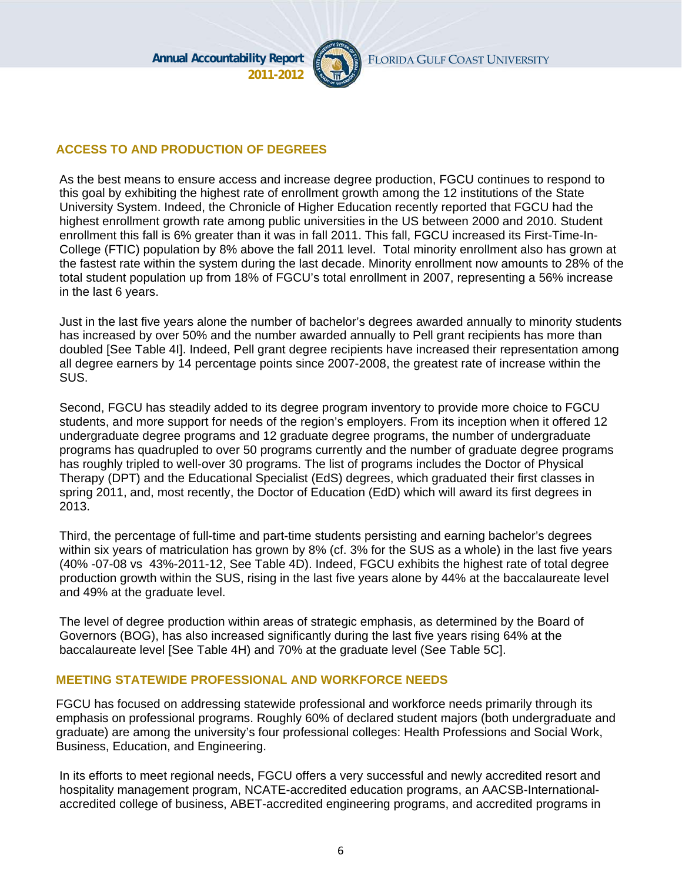## ACCESS TO AND PRODUCTION OF DEGREES

As the best means to ensure access and increase degree production, FGCU continues to respond to this goal by exhibiting the highest rate of enrollment growth among the 12 institutions of the State University System. Indeed, the Chronicle of Higher Education recently reported that FGCU had the highest enrollment growth rate among public universities in the US between 2000 and 2010. Student enrollment this fall is 6% greater than it was in fall 2011. This fall, FGCU increased its First-Time-In-College (FTIC) population by 8% above the fall 2011 level. Total minority enrollment also has grown at the fastest rate within the system during the last decade. Minority enrollment now amounts to 28% of the total student population up from 18% of FGCU's total enrollment in 2007, representing a 56% increase in the last 6 years.

Just in the last five years alone the number of bachelor's degrees awarded annually to minority students has increased by over 50% and the number awarded annually to Pell grant recipients has more than doubled [See Table 4I]. Indeed, Pell grant degree recipients have increased their representation among all degree earners by 14 percentage points since 2007-2008, the greatest rate of increase within the SUS.

Second, FGCU has steadily added to its degree program inventory to provide more choice to FGCU students, and more support for needs of the region's employers. From its inception when it offered 12 undergraduate degree programs and 12 graduate degree programs, the number of undergraduate programs has quadrupled to over 50 programs currently and the number of graduate degree programs has roughly tripled to well-over 30 programs. The list of programs includes the Doctor of Physical Therapy (DPT) and the Educational Specialist (EdS) degrees, which graduated their first classes in spring 2011, and, most recently, the Doctor of Education (EdD) which will award its first degrees in 2013.

Third, the percentage of full-time and part-time students persisting and earning bachelor's degrees within six years of matriculation has grown by 8% (cf. 3% for the SUS as a whole) in the last five years (40% -07-08 vs 43%-2011-12, See Table 4D). Indeed, FGCU exhibits the highest rate of total degree production growth within the SUS, rising in the last five years alone by 44% at the baccalaureate level and 49% at the graduate level.

The level of degree production within areas of strategic emphasis, as determined by the Board of Governors (BOG), has also increased significantly during the last five years rising 64% at the baccalaureate level [See Table 4H) and 70% at the graduate level (See Table 5C].

## MEETING STATEWIDE PROFESSIONAL AND WORKFORCE NEEDS

FGCU has focused on addressing statewide professional and workforce needs primarily through its emphasis on professional programs. Roughly 60% of declared student majors (both undergraduate and graduate) are among the university's four professional colleges: Health Professions and Social Work, Business, Education, and Engineering.

In its efforts to meet regional needs, FGCU offers a very successful and newly accredited resort and hospitality management program, NCATE-accredited education programs, an AACSB-International-accredited college of business, ABET-accredited engineering programs, and accredited programs in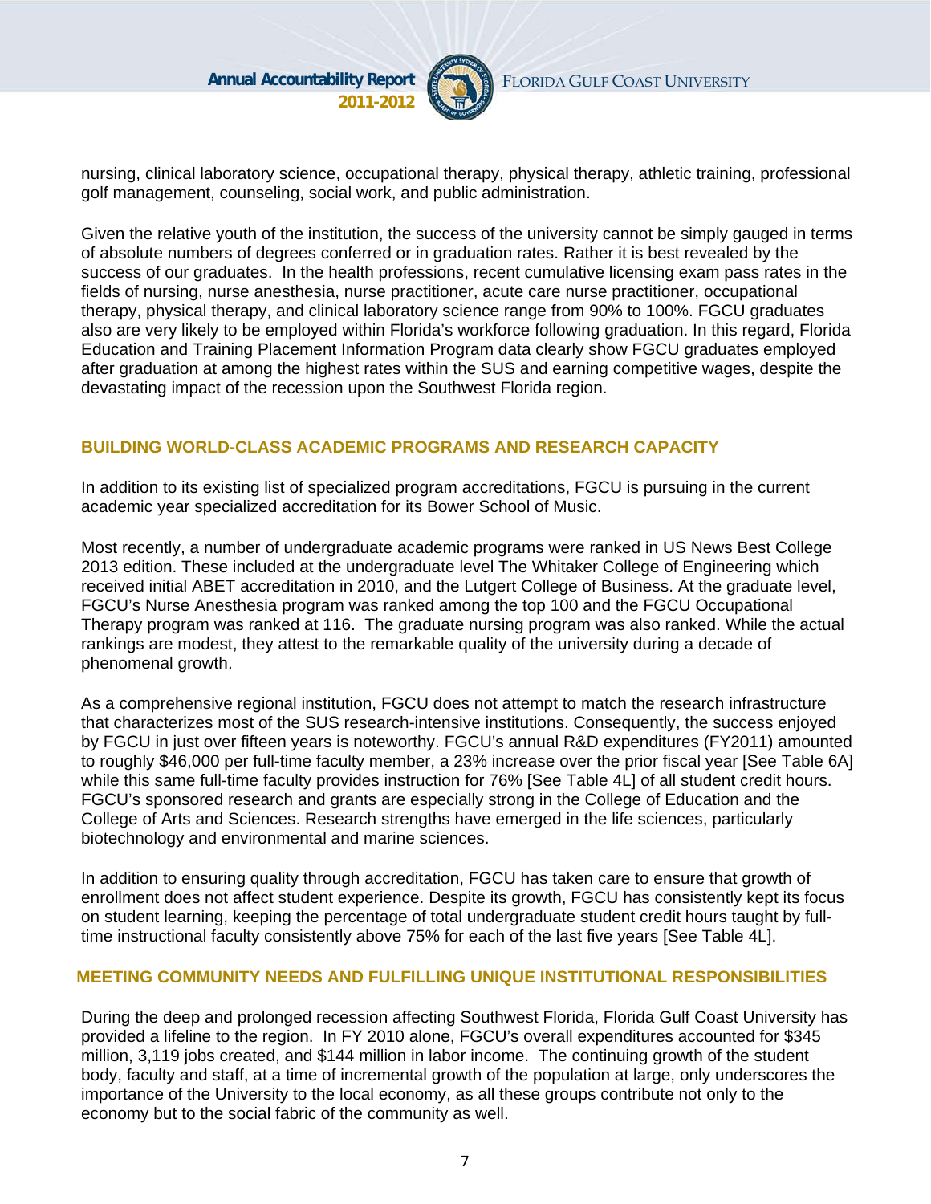nursing, clinical laboratory science, occupational therapy, physical therapy, athletic training, professional golf management, counseling, social work, and public administration.

Given the relative youth of the institution, the success of the university cannot be simply gauged in terms of absolute numbers of degrees conferred or in graduation rates. Rather it is best revealed by the success of our graduates. In the health professions, recent cumulative licensing exam pass rates in the fields of nursing, nurse anesthesia, nurse practitioner, acute care nurse practitioner, occupational therapy, physical therapy, and clinical laboratory science range from 90% to 100%. FGCU graduates also are very likely to be employed within Florida's workforce following graduation. In this regard, Florida Education and Training Placement Information Program data clearly show FGCU graduates employed after graduation at among the highest rates within the SUS and earning competitive wages, despite the devastating impact of the recession upon the Southwest Florida region.

## BUILDING WORLD-CLASS ACADEMIC PROGRAMS AND RESEARCH CAPACITY

In addition to its existing list of specialized program accreditations, FGCU is pursuing in the current academic year specialized accreditation for its Bower School of Music.

Most recently, a number of undergraduate academic programs were ranked in US News Best College 2013 edition. These included at the undergraduate level The Whitaker College of Engineering which received initial ABET accreditation in 2010, and the Lutgert College of Business. At the graduate level, FGCU's Nurse Anesthesia program was ranked among the top 100 and the FGCU Occupational Therapy program was ranked at 116. The graduate nursing program was also ranked. While the actual rankings are modest, they attest to the remarkable quality of the university during a decade of phenomenal growth.

As a comprehensive regional institution, FGCU does not attempt to match the research infrastructure that characterizes most of the SUS research-intensive institutions. Consequently, the success enjoyed by FGCU in just over fifteen years is noteworthy. FGCU's annual R&D expenditures (FY2011) amounted to roughly $46,000 per full-time faculty member, a 23% increase over the prior fiscal year [See Table 6A] while this same full-time faculty provides instruction for 76% [See Table 4L] of all student credit hours. FGCU's sponsored research and grants are especially strong in the College of Education and the College of Arts and Sciences. Research strengths have emerged in the life sciences, particularly biotechnology and environmental and marine sciences.

In addition to ensuring quality through accreditation, FGCU has taken care to ensure that growth of enrollment does not affect student experience. Despite its growth, FGCU has consistently kept its focus on student learning, keeping the percentage of total undergraduate student credit hours taught by full-time instructional faculty consistently above 75% for each of the last five years [See Table 4L].

## MEETING COMMUNITY NEEDS AND FULFILLING UNIQUE INSTITUTIONAL RESPONSIBILITIES

During the deep and prolonged recession affecting Southwest Florida, Florida Gulf Coast University has provided a lifeline to the region. In FY 2010 alone, FGCU's overall expenditures accounted for $345 million, 3,119 jobs created, and $144 million in labor income. The continuing growth of the student body, faculty and staff, at a time of incremental growth of the population at large, only underscores the importance of the University to the local economy, as all these groups contribute not only to the economy but to the social fabric of the community as well.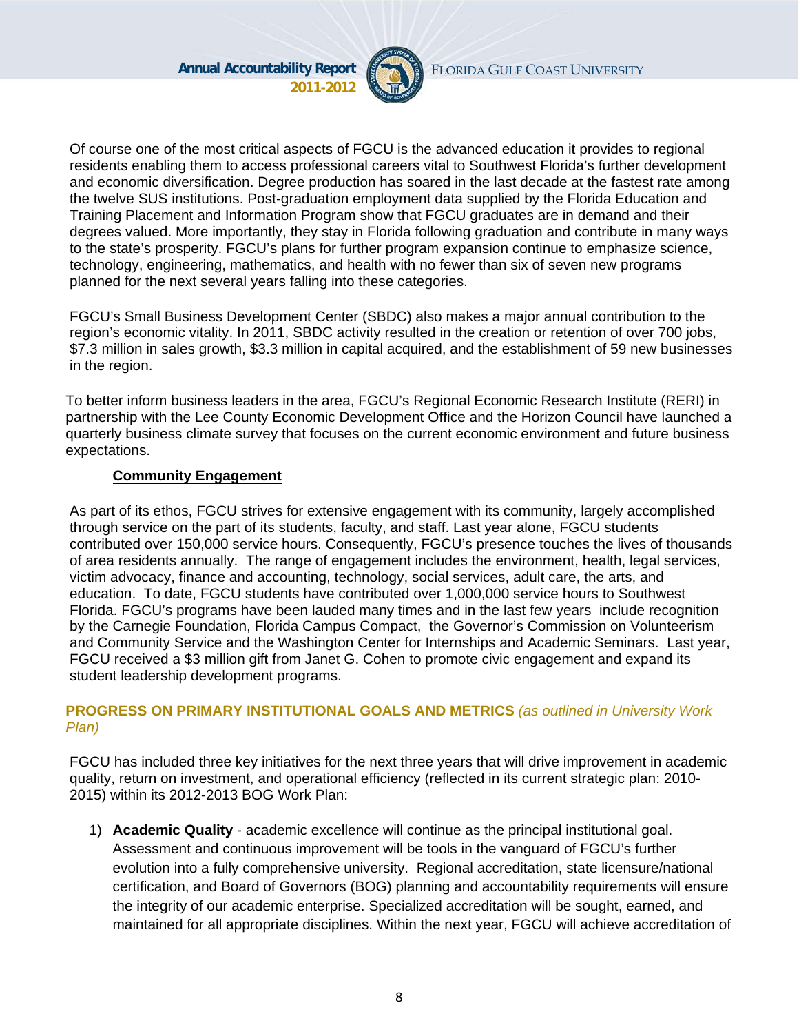Of course one of the most critical aspects of FGCU is the advanced education it provides to regional residents enabling them to access professional careers vital to Southwest Florida's further development and economic diversification. Degree production has soared in the last decade at the fastest rate among the twelve SUS institutions. Post-graduation employment data supplied by the Florida Education and Training Placement and Information Program show that FGCU graduates are in demand and their degrees valued. More importantly, they stay in Florida following graduation and contribute in many ways to the state's prosperity. FGCU's plans for further program expansion continue to emphasize science, technology, engineering, mathematics, and health with no fewer than six of seven new programs planned for the next several years falling into these categories.

FGCU's Small Business Development Center (SBDC) also makes a major annual contribution to the region's economic vitality. In 2011, SBDC activity resulted in the creation or retention of over 700 jobs, $7.3 million in sales growth, $3.3 million in capital acquired, and the establishment of 59 new businesses in the region.

To better inform business leaders in the area, FGCU's Regional Economic Research Institute (RERI) in partnership with the Lee County Economic Development Office and the Horizon Council have launched a quarterly business climate survey that focuses on the current economic environment and future business expectations.

**Community Engagement**

As part of its ethos, FGCU strives for extensive engagement with its community, largely accomplished through service on the part of its students, faculty, and staff. Last year alone, FGCU students contributed over 150,000 service hours. Consequently, FGCU's presence touches the lives of thousands of area residents annually. The range of engagement includes the environment, health, legal services, victim advocacy, finance and accounting, technology, social services, adult care, the arts, and education. To date, FGCU students have contributed over 1,000,000 service hours to Southwest Florida. FGCU's programs have been lauded many times and in the last few years include recognition by the Carnegie Foundation, Florida Campus Compact, the Governor's Commission on Volunteerism and Community Service and the Washington Center for Internships and Academic Seminars. Last year, FGCU received a $3 million gift from Janet G. Cohen to promote civic engagement and expand its student leadership development programs.

## PROGRESS ON PRIMARY INSTITUTIONAL GOALS AND METRICS *(as outlined in University Work Plan)*

FGCU has included three key initiatives for the next three years that will drive improvement in academic quality, return on investment, and operational efficiency (reflected in its current strategic plan: 2010-2015) within its 2012-2013 BOG Work Plan:

1) **Academic Quality** - academic excellence will continue as the principal institutional goal. Assessment and continuous improvement will be tools in the vanguard of FGCU's further evolution into a fully comprehensive university. Regional accreditation, state licensure/national certification, and Board of Governors (BOG) planning and accountability requirements will ensure the integrity of our academic enterprise. Specialized accreditation will be sought, earned, and maintained for all appropriate disciplines. Within the next year, FGCU will achieve accreditation of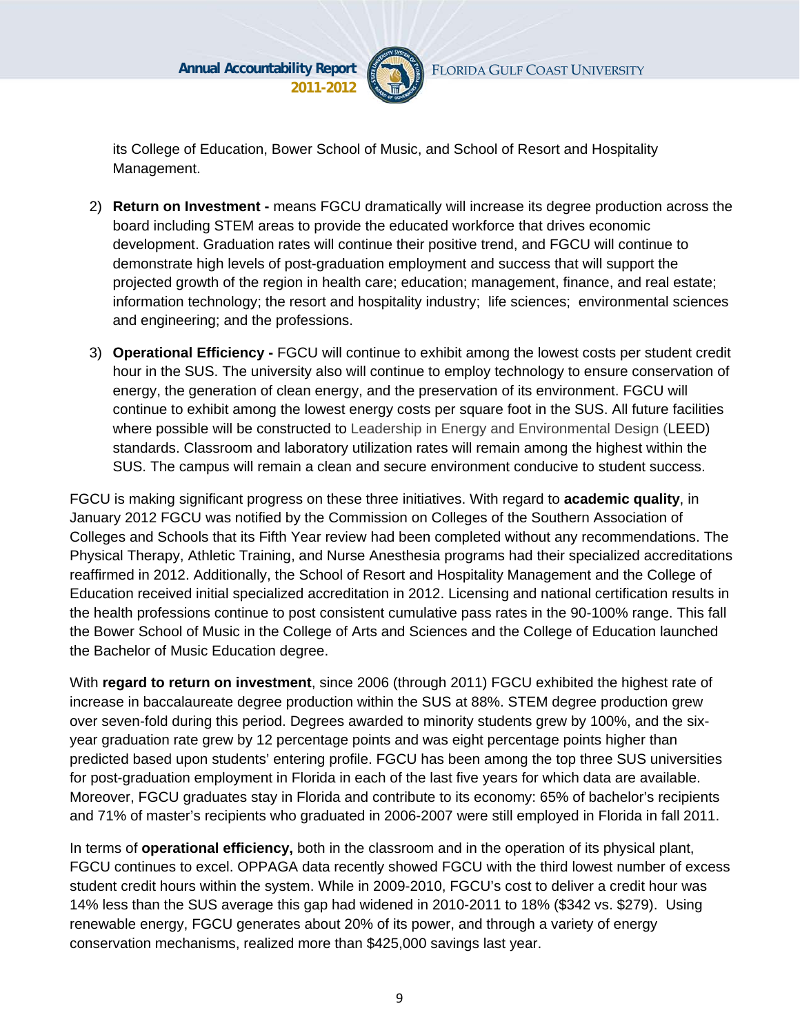its College of Education, Bower School of Music, and School of Resort and Hospitality Management.

2) **Return on Investment -** means FGCU dramatically will increase its degree production across the board including STEM areas to provide the educated workforce that drives economic development. Graduation rates will continue their positive trend, and FGCU will continue to demonstrate high levels of post-graduation employment and success that will support the projected growth of the region in health care; education; management, finance, and real estate; information technology; the resort and hospitality industry; life sciences; environmental sciences and engineering; and the professions.

3) **Operational Efficiency -** FGCU will continue to exhibit among the lowest costs per student credit hour in the SUS. The university also will continue to employ technology to ensure conservation of energy, the generation of clean energy, and the preservation of its environment. FGCU will continue to exhibit among the lowest energy costs per square foot in the SUS. All future facilities where possible will be constructed to Leadership in Energy and Environmental Design (LEED) standards. Classroom and laboratory utilization rates will remain among the highest within the SUS. The campus will remain a clean and secure environment conducive to student success.

FGCU is making significant progress on these three initiatives. With regard to **academic quality**, in January 2012 FGCU was notified by the Commission on Colleges of the Southern Association of Colleges and Schools that its Fifth Year review had been completed without any recommendations. The Physical Therapy, Athletic Training, and Nurse Anesthesia programs had their specialized accreditations reaffirmed in 2012. Additionally, the School of Resort and Hospitality Management and the College of Education received initial specialized accreditation in 2012. Licensing and national certification results in the health professions continue to post consistent cumulative pass rates in the 90-100% range. This fall the Bower School of Music in the College of Arts and Sciences and the College of Education launched the Bachelor of Music Education degree.

With **regard to return on investment**, since 2006 (through 2011) FGCU exhibited the highest rate of increase in baccalaureate degree production within the SUS at 88%. STEM degree production grew over seven-fold during this period. Degrees awarded to minority students grew by 100%, and the six-year graduation rate grew by 12 percentage points and was eight percentage points higher than predicted based upon students' entering profile. FGCU has been among the top three SUS universities for post-graduation employment in Florida in each of the last five years for which data are available. Moreover, FGCU graduates stay in Florida and contribute to its economy: 65% of bachelor's recipients and 71% of master's recipients who graduated in 2006-2007 were still employed in Florida in fall 2011.

In terms of **operational efficiency,** both in the classroom and in the operation of its physical plant, FGCU continues to excel. OPPAGA data recently showed FGCU with the third lowest number of excess student credit hours within the system. While in 2009-2010, FGCU's cost to deliver a credit hour was 14% less than the SUS average this gap had widened in 2010-2011 to 18% ($342 vs. $279). Using renewable energy, FGCU generates about 20% of its power, and through a variety of energy conservation mechanisms, realized more than $425,000 savings last year.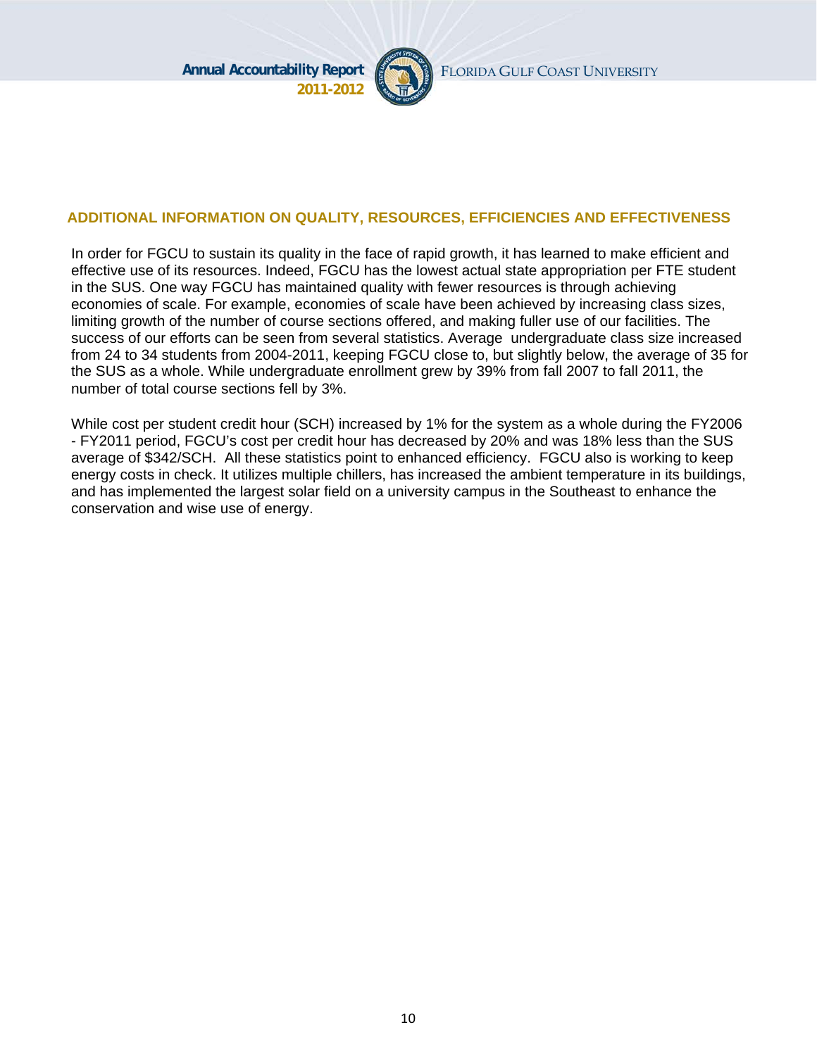## ADDITIONAL INFORMATION ON QUALITY, RESOURCES, EFFICIENCIES AND EFFECTIVENESS

In order for FGCU to sustain its quality in the face of rapid growth, it has learned to make efficient and effective use of its resources. Indeed, FGCU has the lowest actual state appropriation per FTE student in the SUS. One way FGCU has maintained quality with fewer resources is through achieving economies of scale. For example, economies of scale have been achieved by increasing class sizes, limiting growth of the number of course sections offered, and making fuller use of our facilities. The success of our efforts can be seen from several statistics. Average undergraduate class size increased from 24 to 34 students from 2004-2011, keeping FGCU close to, but slightly below, the average of 35 for the SUS as a whole. While undergraduate enrollment grew by 39% from fall 2007 to fall 2011, the number of total course sections fell by 3%.

While cost per student credit hour (SCH) increased by 1% for the system as a whole during the FY2006 - FY2011 period, FGCU's cost per credit hour has decreased by 20% and was 18% less than the SUS average of $342/SCH. All these statistics point to enhanced efficiency. FGCU also is working to keep energy costs in check. It utilizes multiple chillers, has increased the ambient temperature in its buildings, and has implemented the largest solar field on a university campus in the Southeast to enhance the conservation and wise use of energy.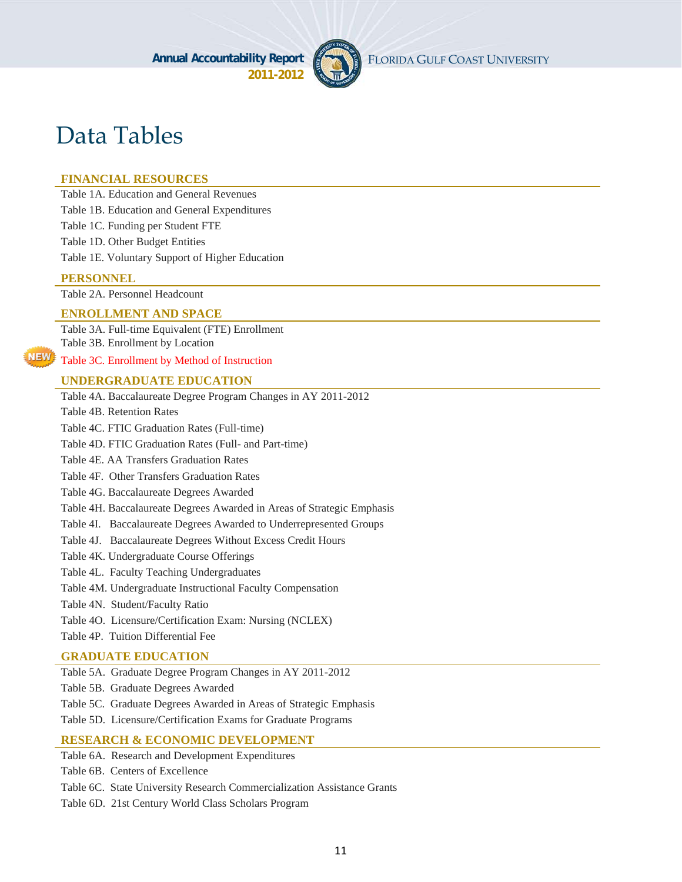# Data Tables

## FINANCIAL RESOURCES

Table 1A. Education and General Revenues

Table 1B. Education and General Expenditures

Table 1C. Funding per Student FTE

Table 1D. Other Budget Entities

Table 1E. Voluntary Support of Higher Education

## PERSONNEL

Table 2A. Personnel Headcount

## ENROLLMENT AND SPACE

Table 3A. Full-time Equivalent (FTE) Enrollment

Table 3B. Enrollment by Location

NEW Table 3C. Enrollment by Method of Instruction

## UNDERGRADUATE EDUCATION

Table 4A. Baccalaureate Degree Program Changes in AY 2011-2012

Table 4B. Retention Rates

Table 4C. FTIC Graduation Rates (Full-time)

Table 4D. FTIC Graduation Rates (Full- and Part-time)

Table 4E. AA Transfers Graduation Rates

Table 4F. Other Transfers Graduation Rates

Table 4G. Baccalaureate Degrees Awarded

Table 4H. Baccalaureate Degrees Awarded in Areas of Strategic Emphasis

Table 4I. Baccalaureate Degrees Awarded to Underrepresented Groups

Table 4J. Baccalaureate Degrees Without Excess Credit Hours

Table 4K. Undergraduate Course Offerings

Table 4L. Faculty Teaching Undergraduates

Table 4M. Undergraduate Instructional Faculty Compensation

Table 4N. Student/Faculty Ratio

Table 4O. Licensure/Certification Exam: Nursing (NCLEX)

Table 4P. Tuition Differential Fee

## GRADUATE EDUCATION

Table 5A. Graduate Degree Program Changes in AY 2011-2012

Table 5B. Graduate Degrees Awarded

Table 5C. Graduate Degrees Awarded in Areas of Strategic Emphasis

Table 5D. Licensure/Certification Exams for Graduate Programs

## RESEARCH & ECONOMIC DEVELOPMENT

Table 6A. Research and Development Expenditures

Table 6B. Centers of Excellence

Table 6C. State University Research Commercialization Assistance Grants

Table 6D. 21st Century World Class Scholars Program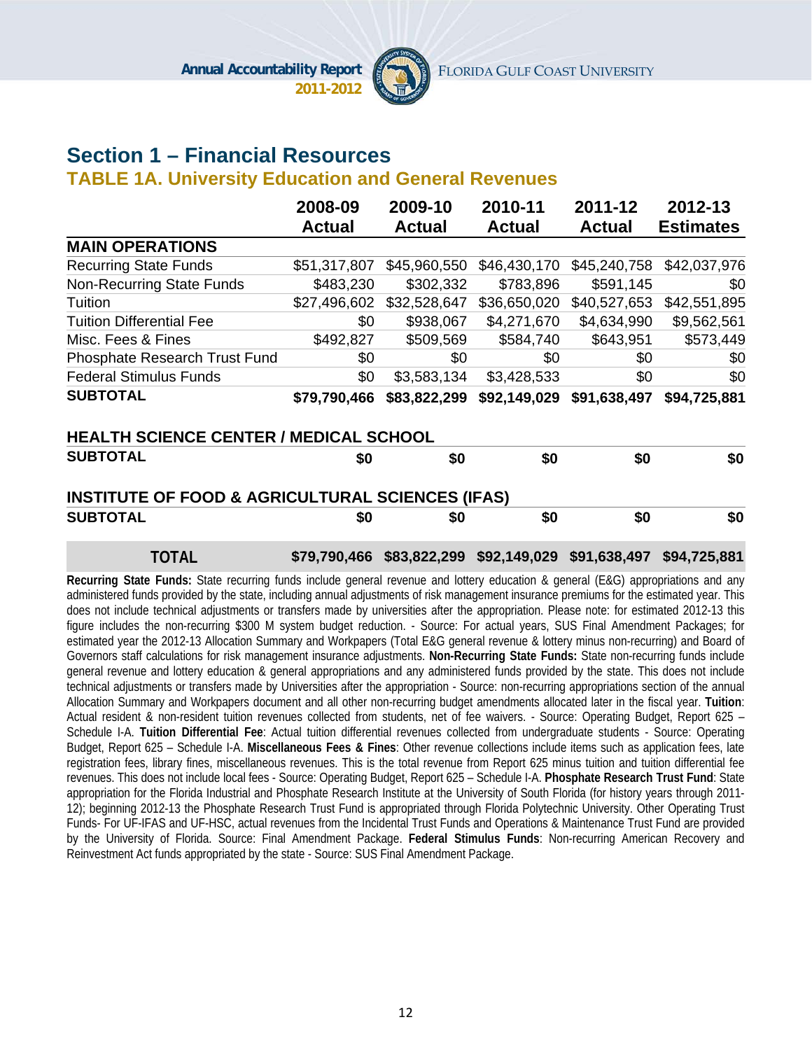# Section 1 – Financial Resources

## TABLE 1A. University Education and General Revenues

| | 2008-09 Actual | 2009-10 Actual | 2010-11 Actual | 2011-12 Actual | 2012-13 Estimates |
|---|---|---|---|---|---|
| **MAIN OPERATIONS** | | | | | |
| Recurring State Funds | $51,317,807 | $45,960,550 | $46,430,170 | $45,240,758 | $42,037,976 |
| Non-Recurring State Funds | $483,230 | $302,332 | $783,896 | $591,145 | $0 |
| Tuition | $27,496,602 | $32,528,647 | $36,650,020 | $40,527,653 | $42,551,895 |
| Tuition Differential Fee | $0 | $938,067 | $4,271,670 | $4,634,990 | $9,562,561 |
| Misc. Fees & Fines | $492,827 | $509,569 | $584,740 | $643,951 | $573,449 |
| Phosphate Research Trust Fund | $0 | $0 | $0 | $0 | $0 |
| Federal Stimulus Funds | $0 | $3,583,134 | $3,428,533 | $0 | $0 |
| **SUBTOTAL** | **$79,790,466** | **$83,822,299** | **$92,149,029** | **$91,638,497** | **$94,725,881** |
| **HEALTH SCIENCE CENTER / MEDICAL SCHOOL** | | | | | |
| **SUBTOTAL** | **$0** | **$0** | **$0** | **$0** | **$0** |
| **INSTITUTE OF FOOD & AGRICULTURAL SCIENCES (IFAS)** | | | | | |
| **SUBTOTAL** | **$0** | **$0** | **$0** | **$0** | **$0** |
| **TOTAL** | **$79,790,466** | **$83,822,299** | **$92,149,029** | **$91,638,497** | **$94,725,881** |

**Recurring State Funds:** State recurring funds include general revenue and lottery education & general (E&G) appropriations and any administered funds provided by the state, including annual adjustments of risk management insurance premiums for the estimated year. This does not include technical adjustments or transfers made by universities after the appropriation. Please note: for estimated 2012-13 this figure includes the non-recurring $300 M system budget reduction. - Source: For actual years, SUS Final Amendment Packages; for estimated year the 2012-13 Allocation Summary and Workpapers (Total E&G general revenue & lottery minus non-recurring) and Board of Governors staff calculations for risk management insurance adjustments. **Non-Recurring State Funds:** State non-recurring funds include general revenue and lottery education & general appropriations and any administered funds provided by the state. This does not include technical adjustments or transfers made by Universities after the appropriation - Source: non-recurring appropriations section of the annual Allocation Summary and Workpapers document and all other non-recurring budget amendments allocated later in the fiscal year. **Tuition**: Actual resident & non-resident tuition revenues collected from students, net of fee waivers. - Source: Operating Budget, Report 625 – Schedule I-A. **Tuition Differential Fee**: Actual tuition differential revenues collected from undergraduate students - Source: Operating Budget, Report 625 – Schedule I-A. **Miscellaneous Fees & Fines**: Other revenue collections include items such as application fees, late registration fees, library fines, miscellaneous revenues. This is the total revenue from Report 625 minus tuition and tuition differential fee revenues. This does not include local fees - Source: Operating Budget, Report 625 – Schedule I-A. **Phosphate Research Trust Fund**: State appropriation for the Florida Industrial and Phosphate Research Institute at the University of South Florida (for history years through 2011-12); beginning 2012-13 the Phosphate Research Trust Fund is appropriated through Florida Polytechnic University. Other Operating Trust Funds- For UF-IFAS and UF-HSC, actual revenues from the Incidental Trust Funds and Operations & Maintenance Trust Fund are provided by the University of Florida. Source: Final Amendment Package. **Federal Stimulus Funds**: Non-recurring American Recovery and Reinvestment Act funds appropriated by the state - Source: SUS Final Amendment Package.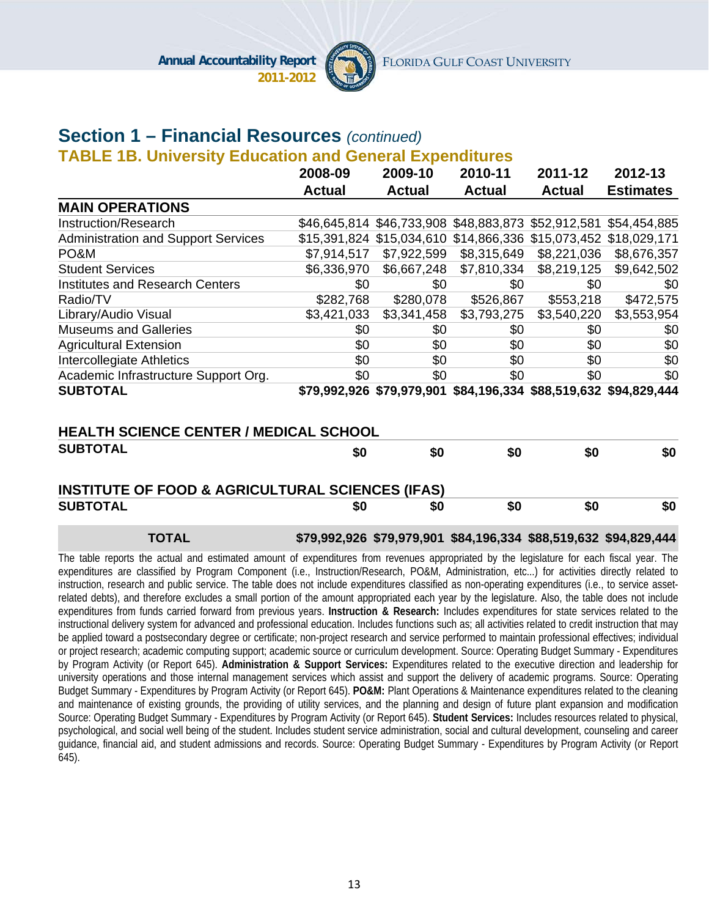## Section 1 – Financial Resources *(continued)*

### TABLE 1B. University Education and General Expenditures

| | 2008-09 Actual | 2009-10 Actual | 2010-11 Actual | 2011-12 Actual | 2012-13 Estimates |
|---|---|---|---|---|---|
| **MAIN OPERATIONS** | | | | | |
| Instruction/Research | $46,645,814 | $46,733,908 | $48,883,873 | $52,912,581 | $54,454,885 |
| Administration and Support Services | $15,391,824 | $15,034,610 | $14,866,336 | $15,073,452 | $18,029,171 |
| PO&M | $7,914,517 | $7,922,599 | $8,315,649 | $8,221,036 | $8,676,357 |
| Student Services | $6,336,970 | $6,667,248 | $7,810,334 | $8,219,125 | $9,642,502 |
| Institutes and Research Centers | $0 | $0 | $0 | $0 | $0 |
| Radio/TV | $282,768 | $280,078 | $526,867 | $553,218 | $472,575 |
| Library/Audio Visual | $3,421,033 | $3,341,458 | $3,793,275 | $3,540,220 | $3,553,954 |
| Museums and Galleries | $0 | $0 | $0 | $0 | $0 |
| Agricultural Extension | $0 | $0 | $0 | $0 | $0 |
| Intercollegiate Athletics | $0 | $0 | $0 | $0 | $0 |
| Academic Infrastructure Support Org. | $0 | $0 | $0 | $0 | $0 |
| **SUBTOTAL** | **$79,992,926** | **$79,979,901** | **$84,196,334** | **$88,519,632** | **$94,829,444** |
| **HEALTH SCIENCE CENTER / MEDICAL SCHOOL** | | | | | |
| **SUBTOTAL** | **$0** | **$0** | **$0** | **$0** | **$0** |
| **INSTITUTE OF FOOD & AGRICULTURAL SCIENCES (IFAS)** | | | | | |
| **SUBTOTAL** | **$0** | **$0** | **$0** | **$0** | **$0** |
| **TOTAL** | **$79,992,926** | **$79,979,901** | **$84,196,334** | **$88,519,632** | **$94,829,444** |

The table reports the actual and estimated amount of expenditures from revenues appropriated by the legislature for each fiscal year. The expenditures are classified by Program Component (i.e., Instruction/Research, PO&M, Administration, etc...) for activities directly related to instruction, research and public service. The table does not include expenditures classified as non-operating expenditures (i.e., to service asset-related debts), and therefore excludes a small portion of the amount appropriated each year by the legislature. Also, the table does not include expenditures from funds carried forward from previous years. **Instruction & Research:** Includes expenditures for state services related to the instructional delivery system for advanced and professional education. Includes functions such as; all activities related to credit instruction that may be applied toward a postsecondary degree or certificate; non-project research and service performed to maintain professional effectives; individual or project research; academic computing support; academic source or curriculum development. Source: Operating Budget Summary - Expenditures by Program Activity (or Report 645). **Administration & Support Services:** Expenditures related to the executive direction and leadership for university operations and those internal management services which assist and support the delivery of academic programs. Source: Operating Budget Summary - Expenditures by Program Activity (or Report 645). **PO&M:** Plant Operations & Maintenance expenditures related to the cleaning and maintenance of existing grounds, the providing of utility services, and the planning and design of future plant expansion and modification Source: Operating Budget Summary - Expenditures by Program Activity (or Report 645). **Student Services:** Includes resources related to physical, psychological, and social well being of the student. Includes student service administration, social and cultural development, counseling and career guidance, financial aid, and student admissions and records. Source: Operating Budget Summary - Expenditures by Program Activity (or Report 645).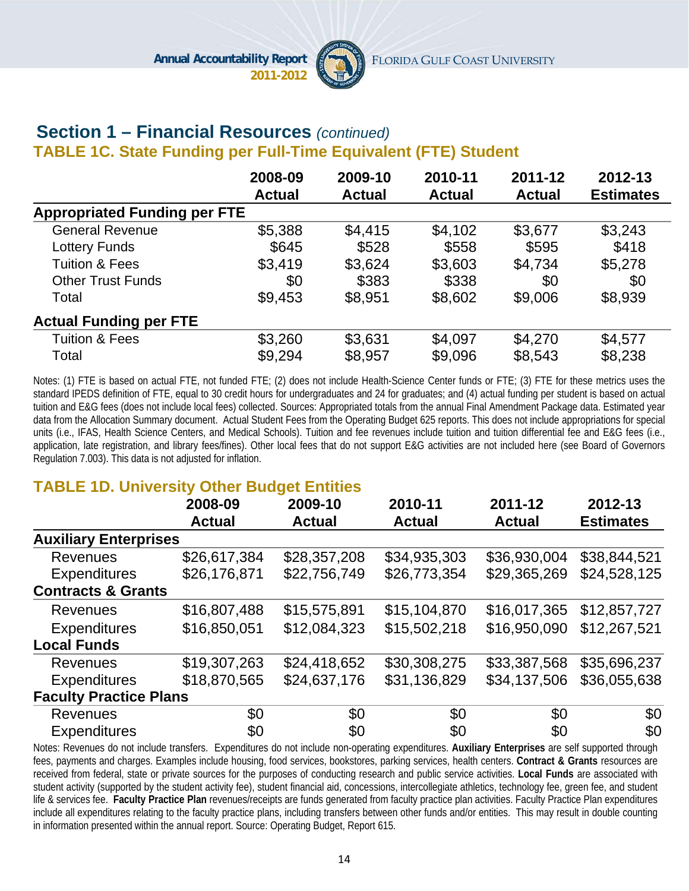## Section 1 – Financial Resources *(continued)*

### TABLE 1C. State Funding per Full-Time Equivalent (FTE) Student

| | 2008-09 Actual | 2009-10 Actual | 2010-11 Actual | 2011-12 Actual | 2012-13 Estimates |
|---|---|---|---|---|---|
| **Appropriated Funding per FTE** | | | | | |
| General Revenue | $5,388 | $4,415 | $4,102 | $3,677 | $3,243 |
| Lottery Funds | $645 | $528 | $558 | $595 | $418 |
| Tuition & Fees | $3,419 | $3,624 | $3,603 | $4,734 | $5,278 |
| Other Trust Funds | $0 | $383 | $338 | $0 | $0 |
| Total | $9,453 | $8,951 | $8,602 | $9,006 | $8,939 |
| **Actual Funding per FTE** | | | | | |
| Tuition & Fees | $3,260 | $3,631 | $4,097 | $4,270 | $4,577 |
| Total | $9,294 | $8,957 | $9,096 | $8,543 | $8,238 |

Notes: (1) FTE is based on actual FTE, not funded FTE; (2) does not include Health-Science Center funds or FTE; (3) FTE for these metrics uses the standard IPEDS definition of FTE, equal to 30 credit hours for undergraduates and 24 for graduates; and (4) actual funding per student is based on actual tuition and E&G fees (does not include local fees) collected. Sources: Appropriated totals from the annual Final Amendment Package data. Estimated year data from the Allocation Summary document. Actual Student Fees from the Operating Budget 625 reports. This does not include appropriations for special units (i.e., IFAS, Health Science Centers, and Medical Schools). Tuition and fee revenues include tuition and tuition differential fee and E&G fees (i.e., application, late registration, and library fees/fines). Other local fees that do not support E&G activities are not included here (see Board of Governors Regulation 7.003). This data is not adjusted for inflation.

### TABLE 1D. University Other Budget Entities

| | 2008-09 Actual | 2009-10 Actual | 2010-11 Actual | 2011-12 Actual | 2012-13 Estimates |
|---|---|---|---|---|---|
| **Auxiliary Enterprises** | | | | | |
| Revenues | $26,617,384 | $28,357,208 | $34,935,303 | $36,930,004 | $38,844,521 |
| Expenditures | $26,176,871 | $22,756,749 | $26,773,354 | $29,365,269 | $24,528,125 |
| **Contracts & Grants** | | | | | |
| Revenues | $16,807,488 | $15,575,891 | $15,104,870 | $16,017,365 | $12,857,727 |
| Expenditures | $16,850,051 | $12,084,323 | $15,502,218 | $16,950,090 | $12,267,521 |
| **Local Funds** | | | | | |
| Revenues | $19,307,263 | $24,418,652 | $30,308,275 | $33,387,568 | $35,696,237 |
| Expenditures | $18,870,565 | $24,637,176 | $31,136,829 | $34,137,506 | $36,055,638 |
| **Faculty Practice Plans** | | | | | |
| Revenues | $0 | $0 | $0 | $0 | $0 |
| Expenditures | $0 | $0 | $0 | $0 | $0 |

Notes: Revenues do not include transfers. Expenditures do not include non-operating expenditures. **Auxiliary Enterprises** are self supported through fees, payments and charges. Examples include housing, food services, bookstores, parking services, health centers. **Contract & Grants** resources are received from federal, state or private sources for the purposes of conducting research and public service activities. **Local Funds** are associated with student activity (supported by the student activity fee), student financial aid, concessions, intercollegiate athletics, technology fee, green fee, and student life & services fee. **Faculty Practice Plan** revenues/receipts are funds generated from faculty practice plan activities. Faculty Practice Plan expenditures include all expenditures relating to the faculty practice plans, including transfers between other funds and/or entities. This may result in double counting in information presented within the annual report. Source: Operating Budget, Report 615.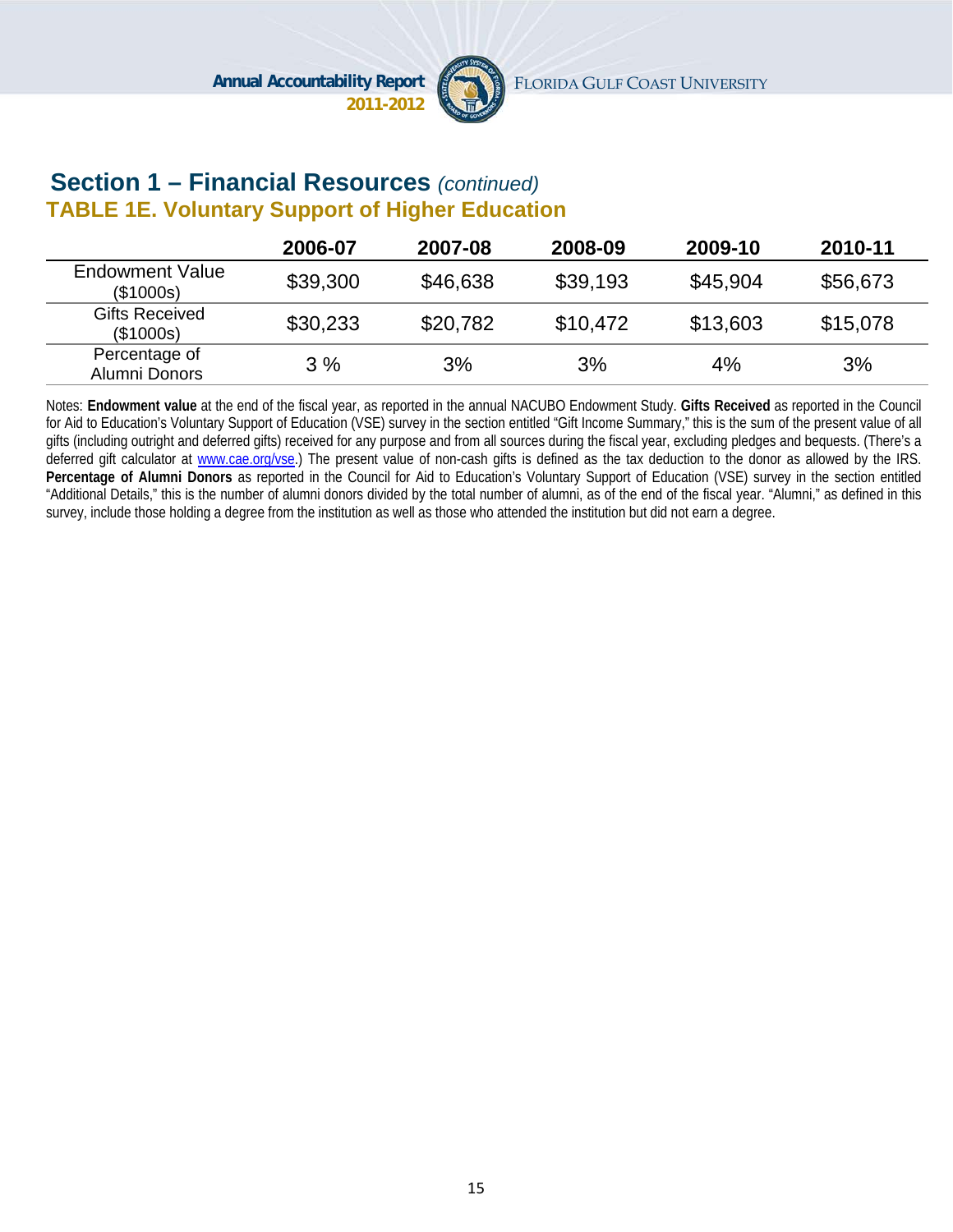## Section 1 – Financial Resources *(continued)*

### TABLE 1E. Voluntary Support of Higher Education

| | 2006-07 | 2007-08 | 2008-09 | 2009-10 | 2010-11 |
|---|---|---|---|---|---|
| Endowment Value ($1000s) | $39,300 | $46,638 | $39,193 | $45,904 | $56,673 |
| Gifts Received ($1000s) | $30,233 | $20,782 | $10,472 | $13,603 | $15,078 |
| Percentage of Alumni Donors | 3 % | 3% | 3% | 4% | 3% |

Notes: **Endowment value** at the end of the fiscal year, as reported in the annual NACUBO Endowment Study. **Gifts Received** as reported in the Council for Aid to Education's Voluntary Support of Education (VSE) survey in the section entitled "Gift Income Summary," this is the sum of the present value of all gifts (including outright and deferred gifts) received for any purpose and from all sources during the fiscal year, excluding pledges and bequests. (There's a deferred gift calculator at www.cae.org/vse.) The present value of non-cash gifts is defined as the tax deduction to the donor as allowed by the IRS. **Percentage of Alumni Donors** as reported in the Council for Aid to Education's Voluntary Support of Education (VSE) survey in the section entitled "Additional Details," this is the number of alumni donors divided by the total number of alumni, as of the end of the fiscal year. "Alumni," as defined in this survey, include those holding a degree from the institution as well as those who attended the institution but did not earn a degree.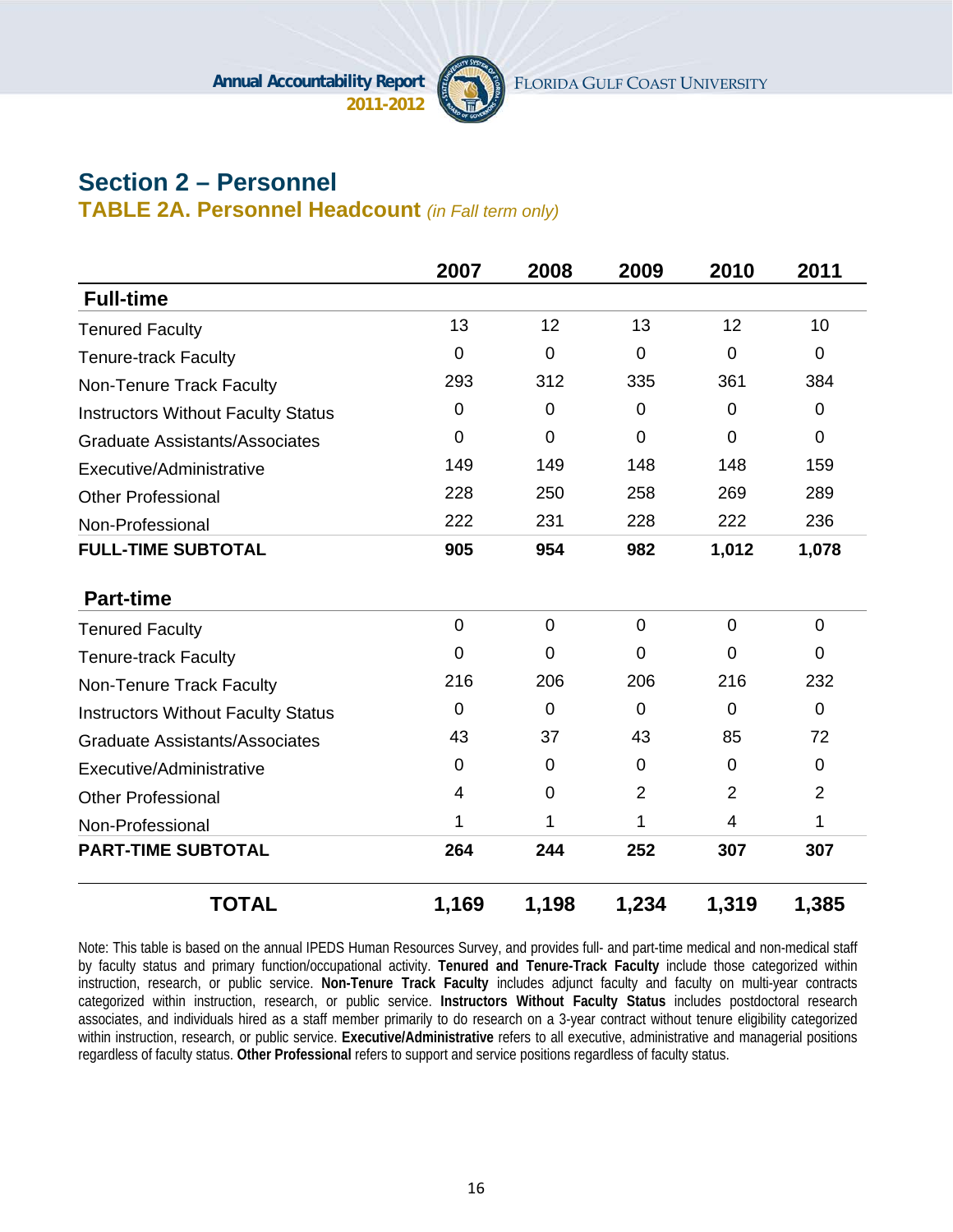## Section 2 – Personnel

### TABLE 2A. Personnel Headcount *(in Fall term only)*

| | 2007 | 2008 | 2009 | 2010 | 2011 |
|---|---|---|---|---|---|
| **Full-time** | | | | | |
| Tenured Faculty | 13 | 12 | 13 | 12 | 10 |
| Tenure-track Faculty | 0 | 0 | 0 | 0 | 0 |
| Non-Tenure Track Faculty | 293 | 312 | 335 | 361 | 384 |
| Instructors Without Faculty Status | 0 | 0 | 0 | 0 | 0 |
| Graduate Assistants/Associates | 0 | 0 | 0 | 0 | 0 |
| Executive/Administrative | 149 | 149 | 148 | 148 | 159 |
| Other Professional | 228 | 250 | 258 | 269 | 289 |
| Non-Professional | 222 | 231 | 228 | 222 | 236 |
| **FULL-TIME SUBTOTAL** | **905** | **954** | **982** | **1,012** | **1,078** |
| **Part-time** | | | | | |
| Tenured Faculty | 0 | 0 | 0 | 0 | 0 |
| Tenure-track Faculty | 0 | 0 | 0 | 0 | 0 |
| Non-Tenure Track Faculty | 216 | 206 | 206 | 216 | 232 |
| Instructors Without Faculty Status | 0 | 0 | 0 | 0 | 0 |
| Graduate Assistants/Associates | 43 | 37 | 43 | 85 | 72 |
| Executive/Administrative | 0 | 0 | 0 | 0 | 0 |
| Other Professional | 4 | 0 | 2 | 2 | 2 |
| Non-Professional | 1 | 1 | 1 | 4 | 1 |
| **PART-TIME SUBTOTAL** | **264** | **244** | **252** | **307** | **307** |
| **TOTAL** | **1,169** | **1,198** | **1,234** | **1,319** | **1,385** |

Note: This table is based on the annual IPEDS Human Resources Survey, and provides full- and part-time medical and non-medical staff by faculty status and primary function/occupational activity. **Tenured and Tenure-Track Faculty** include those categorized within instruction, research, or public service. **Non-Tenure Track Faculty** includes adjunct faculty and faculty on multi-year contracts categorized within instruction, research, or public service. **Instructors Without Faculty Status** includes postdoctoral research associates, and individuals hired as a staff member primarily to do research on a 3-year contract without tenure eligibility categorized within instruction, research, or public service. **Executive/Administrative** refers to all executive, administrative and managerial positions regardless of faculty status. **Other Professional** refers to support and service positions regardless of faculty status.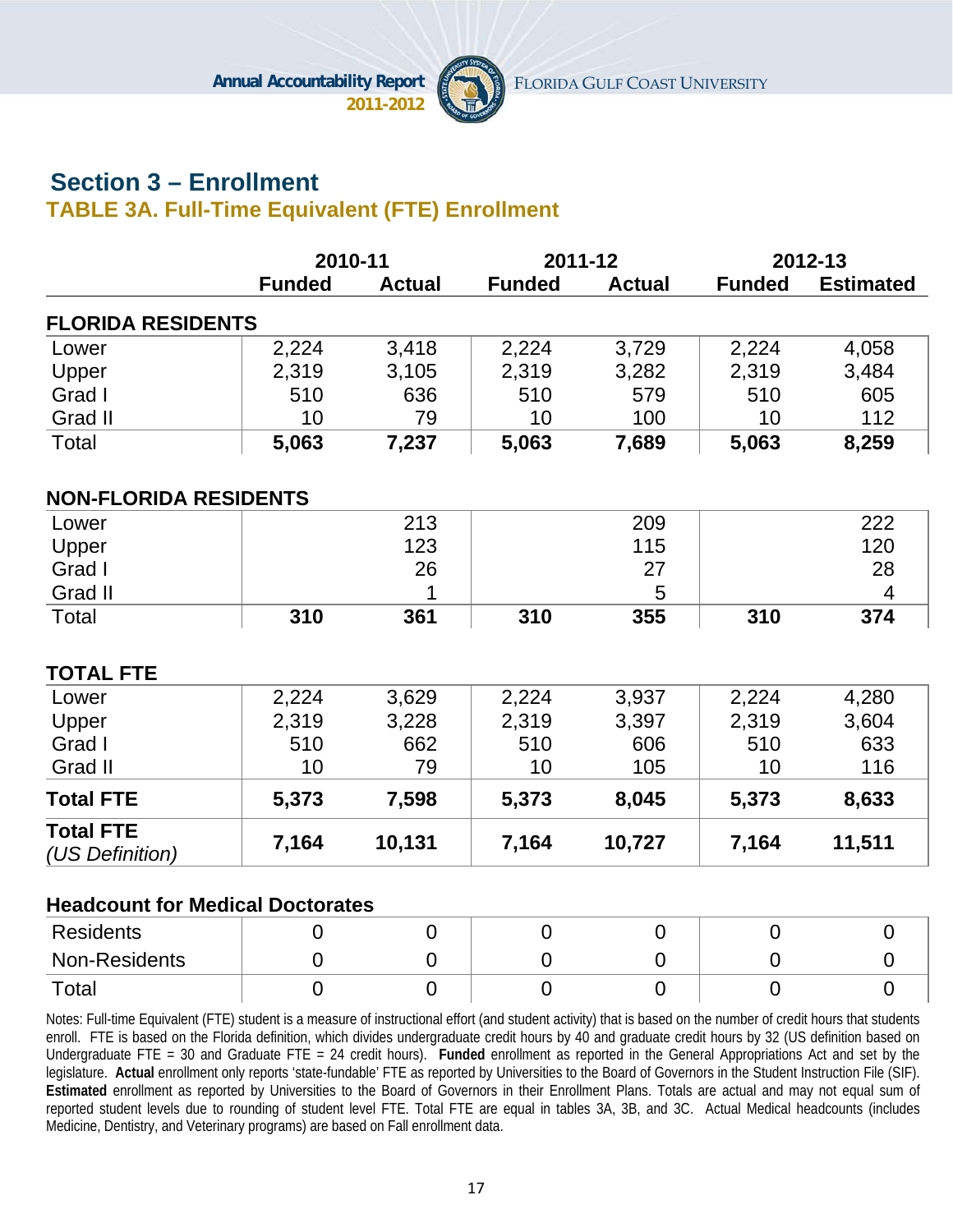## Section 3 – Enrollment

### TABLE 3A. Full-Time Equivalent (FTE) Enrollment

| | 2010-11 | | 2011-12 | | 2012-13 | |
|---|---|---|---|---|---|---|
| | **Funded** | **Actual** | **Funded** | **Actual** | **Funded** | **Estimated** |
| **FLORIDA RESIDENTS** | | | | | | |
| Lower | 2,224 | 3,418 | 2,224 | 3,729 | 2,224 | 4,058 |
| Upper | 2,319 | 3,105 | 2,319 | 3,282 | 2,319 | 3,484 |
| Grad I | 510 | 636 | 510 | 579 | 510 | 605 |
| Grad II | 10 | 79 | 10 | 100 | 10 | 112 |
| Total | **5,063** | **7,237** | **5,063** | **7,689** | **5,063** | **8,259** |
| **NON-FLORIDA RESIDENTS** | | | | | | |
| Lower | | 213 | | 209 | | 222 |
| Upper | | 123 | | 115 | | 120 |
| Grad I | | 26 | | 27 | | 28 |
| Grad II | | 1 | | 5 | | 4 |
| Total | **310** | **361** | **310** | **355** | **310** | **374** |
| **TOTAL FTE** | | | | | | |
| Lower | 2,224 | 3,629 | 2,224 | 3,937 | 2,224 | 4,280 |
| Upper | 2,319 | 3,228 | 2,319 | 3,397 | 2,319 | 3,604 |
| Grad I | 510 | 662 | 510 | 606 | 510 | 633 |
| Grad II | 10 | 79 | 10 | 105 | 10 | 116 |
| **Total FTE** | **5,373** | **7,598** | **5,373** | **8,045** | **5,373** | **8,633** |
| **Total FTE** *(US Definition)* | **7,164** | **10,131** | **7,164** | **10,727** | **7,164** | **11,511** |
| **Headcount for Medical Doctorates** | | | | | | |
| Residents | 0 | 0 | 0 | 0 | 0 | 0 |
| Non-Residents | 0 | 0 | 0 | 0 | 0 | 0 |
| Total | 0 | 0 | 0 | 0 | 0 | 0 |

Notes: Full-time Equivalent (FTE) student is a measure of instructional effort (and student activity) that is based on the number of credit hours that students enroll. FTE is based on the Florida definition, which divides undergraduate credit hours by 40 and graduate credit hours by 32 (US definition based on Undergraduate FTE = 30 and Graduate FTE = 24 credit hours). **Funded** enrollment as reported in the General Appropriations Act and set by the legislature. **Actual** enrollment only reports 'state-fundable' FTE as reported by Universities to the Board of Governors in the Student Instruction File (SIF). **Estimated** enrollment as reported by Universities to the Board of Governors in their Enrollment Plans. Totals are actual and may not equal sum of reported student levels due to rounding of student level FTE. Total FTE are equal in tables 3A, 3B, and 3C. Actual Medical headcounts (includes Medicine, Dentistry, and Veterinary programs) are based on Fall enrollment data.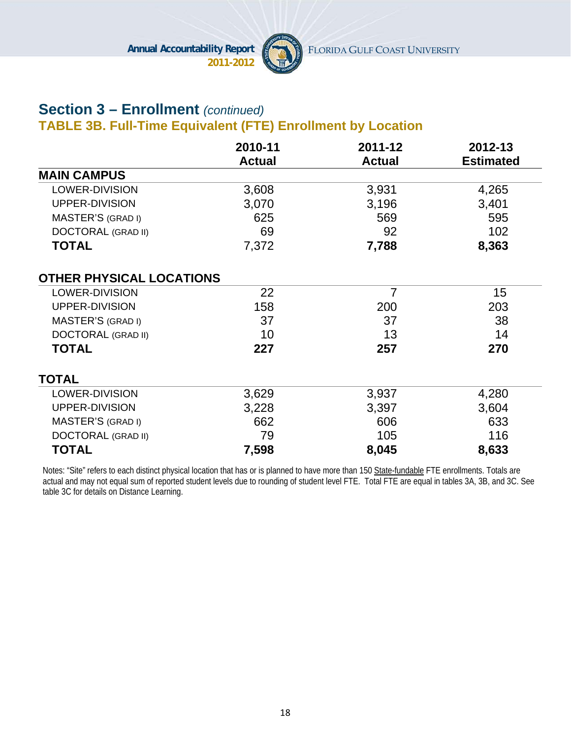## Section 3 – Enrollment *(continued)*

### TABLE 3B. Full-Time Equivalent (FTE) Enrollment by Location

| | 2010-11 Actual | 2011-12 Actual | 2012-13 Estimated |
|---|---|---|---|
| **MAIN CAMPUS** | | | |
| LOWER-DIVISION | 3,608 | 3,931 | 4,265 |
| UPPER-DIVISION | 3,070 | 3,196 | 3,401 |
| MASTER'S (GRAD I) | 625 | 569 | 595 |
| DOCTORAL (GRAD II) | 69 | 92 | 102 |
| **TOTAL** | 7,372 | **7,788** | **8,363** |
| **OTHER PHYSICAL LOCATIONS** | | | |
| LOWER-DIVISION | 22 | 7 | 15 |
| UPPER-DIVISION | 158 | 200 | 203 |
| MASTER'S (GRAD I) | 37 | 37 | 38 |
| DOCTORAL (GRAD II) | 10 | 13 | 14 |
| **TOTAL** | **227** | **257** | **270** |
| **TOTAL** | | | |
| LOWER-DIVISION | 3,629 | 3,937 | 4,280 |
| UPPER-DIVISION | 3,228 | 3,397 | 3,604 |
| MASTER'S (GRAD I) | 662 | 606 | 633 |
| DOCTORAL (GRAD II) | 79 | 105 | 116 |
| **TOTAL** | **7,598** | **8,045** | **8,633** |

Notes: "Site" refers to each distinct physical location that has or is planned to have more than 150 State-fundable FTE enrollments. Totals are actual and may not equal sum of reported student levels due to rounding of student level FTE. Total FTE are equal in tables 3A, 3B, and 3C. See table 3C for details on Distance Learning.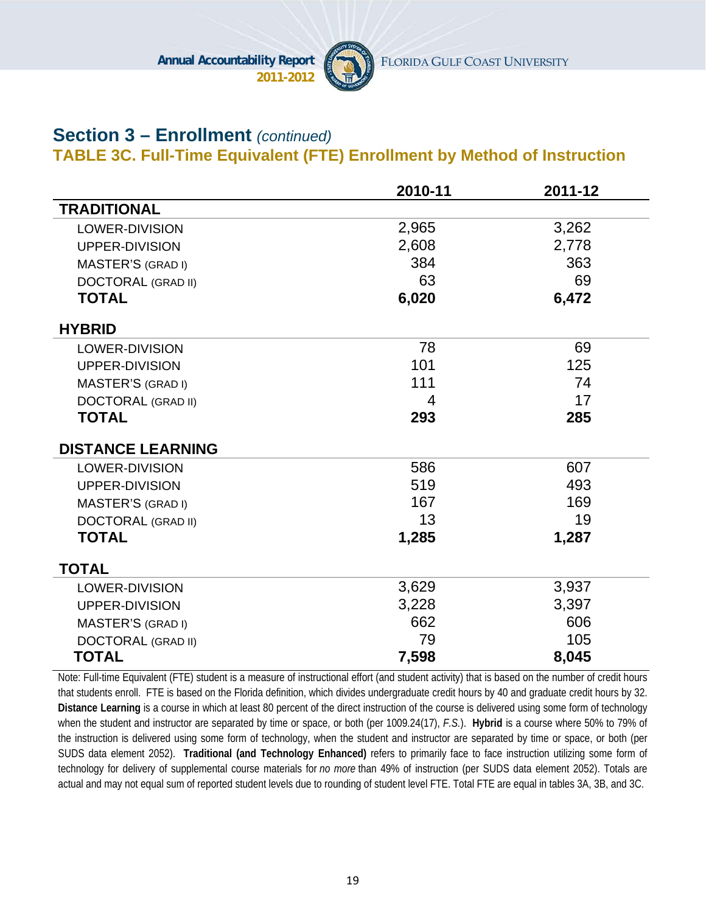## Section 3 – Enrollment *(continued)*

### TABLE 3C. Full-Time Equivalent (FTE) Enrollment by Method of Instruction

| | 2010-11 | 2011-12 |
|---|---|---|
| **TRADITIONAL** | | |
| LOWER-DIVISION | 2,965 | 3,262 |
| UPPER-DIVISION | 2,608 | 2,778 |
| MASTER'S (GRAD I) | 384 | 363 |
| DOCTORAL (GRAD II) | 63 | 69 |
| **TOTAL** | **6,020** | **6,472** |
| **HYBRID** | | |
| LOWER-DIVISION | 78 | 69 |
| UPPER-DIVISION | 101 | 125 |
| MASTER'S (GRAD I) | 111 | 74 |
| DOCTORAL (GRAD II) | 4 | 17 |
| **TOTAL** | **293** | **285** |
| **DISTANCE LEARNING** | | |
| LOWER-DIVISION | 586 | 607 |
| UPPER-DIVISION | 519 | 493 |
| MASTER'S (GRAD I) | 167 | 169 |
| DOCTORAL (GRAD II) | 13 | 19 |
| **TOTAL** | **1,285** | **1,287** |
| **TOTAL** | | |
| LOWER-DIVISION | 3,629 | 3,937 |
| UPPER-DIVISION | 3,228 | 3,397 |
| MASTER'S (GRAD I) | 662 | 606 |
| DOCTORAL (GRAD II) | 79 | 105 |
| **TOTAL** | **7,598** | **8,045** |

Note: Full-time Equivalent (FTE) student is a measure of instructional effort (and student activity) that is based on the number of credit hours that students enroll. FTE is based on the Florida definition, which divides undergraduate credit hours by 40 and graduate credit hours by 32. **Distance Learning** is a course in which at least 80 percent of the direct instruction of the course is delivered using some form of technology when the student and instructor are separated by time or space, or both (per 1009.24(17), *F.S.*). **Hybrid** is a course where 50% to 79% of the instruction is delivered using some form of technology, when the student and instructor are separated by time or space, or both (per SUDS data element 2052). **Traditional (and Technology Enhanced)** refers to primarily face to face instruction utilizing some form of technology for delivery of supplemental course materials for *no more* than 49% of instruction (per SUDS data element 2052). Totals are actual and may not equal sum of reported student levels due to rounding of student level FTE. Total FTE are equal in tables 3A, 3B, and 3C.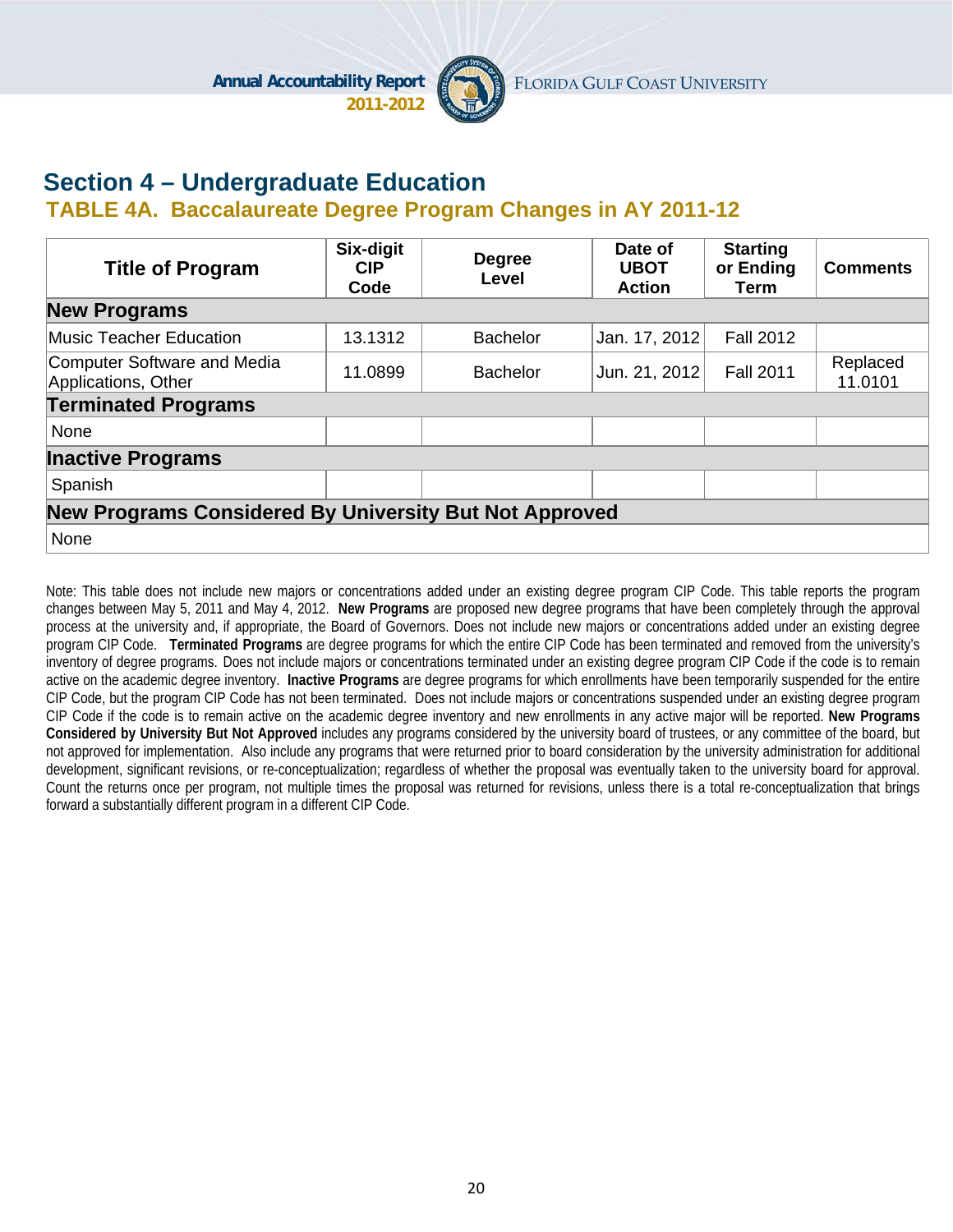# Section 4 – Undergraduate Education

## TABLE 4A. Baccalaureate Degree Program Changes in AY 2011-12

| Title of Program | Six-digit CIP Code | Degree Level | Date of UBOT Action | Starting or Ending Term | Comments |
|---|---|---|---|---|---|
| **New Programs** | | | | | |
| Music Teacher Education | 13.1312 | Bachelor | Jan. 17, 2012 | Fall 2012 | |
| Computer Software and Media Applications, Other | 11.0899 | Bachelor | Jun. 21, 2012 | Fall 2011 | Replaced 11.0101 |
| **Terminated Programs** | | | | | |
| None | | | | | |
| **Inactive Programs** | | | | | |
| Spanish | | | | | |
| **New Programs Considered By University But Not Approved** | | | | | |
| None | | | | | |

Note: This table does not include new majors or concentrations added under an existing degree program CIP Code. This table reports the program changes between May 5, 2011 and May 4, 2012. **New Programs** are proposed new degree programs that have been completely through the approval process at the university and, if appropriate, the Board of Governors. Does not include new majors or concentrations added under an existing degree program CIP Code. **Terminated Programs** are degree programs for which the entire CIP Code has been terminated and removed from the university's inventory of degree programs. Does not include majors or concentrations terminated under an existing degree program CIP Code if the code is to remain active on the academic degree inventory. **Inactive Programs** are degree programs for which enrollments have been temporarily suspended for the entire CIP Code, but the program CIP Code has not been terminated. Does not include majors or concentrations suspended under an existing degree program CIP Code if the code is to remain active on the academic degree inventory and new enrollments in any active major will be reported. **New Programs Considered by University But Not Approved** includes any programs considered by the university board of trustees, or any committee of the board, but not approved for implementation. Also include any programs that were returned prior to board consideration by the university administration for additional development, significant revisions, or re-conceptualization; regardless of whether the proposal was eventually taken to the university board for approval. Count the returns once per program, not multiple times the proposal was returned for revisions, unless there is a total re-conceptualization that brings forward a substantially different program in a different CIP Code.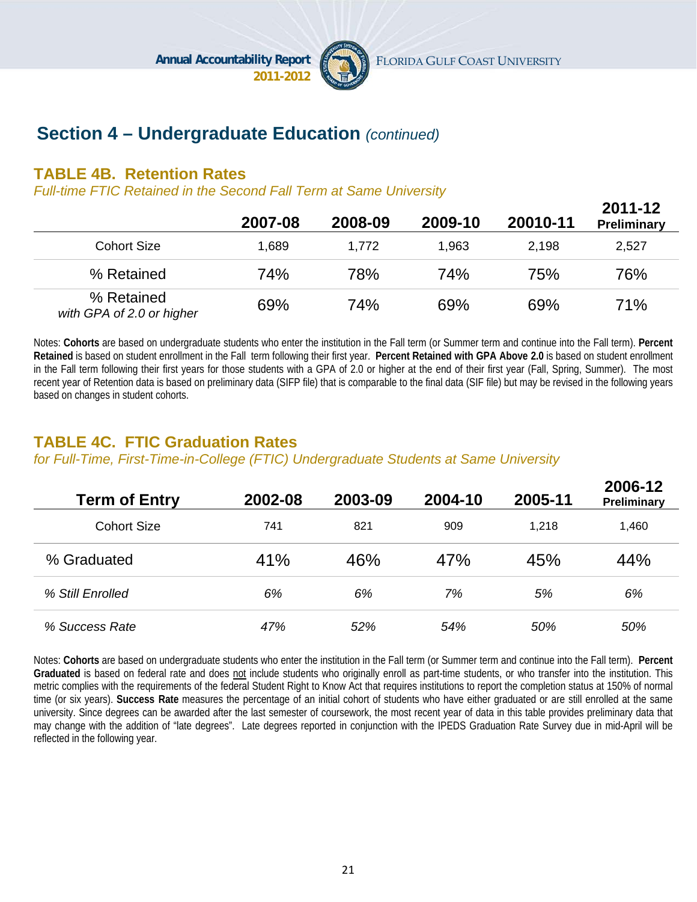## Section 4 – Undergraduate Education *(continued)*

### TABLE 4B. Retention Rates

*Full-time FTIC Retained in the Second Fall Term at Same University*

| | 2007-08 | 2008-09 | 2009-10 | 20010-11 | 2011-12 Preliminary |
|---|---|---|---|---|---|
| Cohort Size | 1,689 | 1,772 | 1,963 | 2,198 | 2,527 |
| % Retained | 74% | 78% | 74% | 75% | 76% |
| % Retained *with GPA of 2.0 or higher* | 69% | 74% | 69% | 69% | 71% |

Notes: **Cohorts** are based on undergraduate students who enter the institution in the Fall term (or Summer term and continue into the Fall term). **Percent Retained** is based on student enrollment in the Fall term following their first year. **Percent Retained with GPA Above 2.0** is based on student enrollment in the Fall term following their first years for those students with a GPA of 2.0 or higher at the end of their first year (Fall, Spring, Summer). The most recent year of Retention data is based on preliminary data (SIFP file) that is comparable to the final data (SIF file) but may be revised in the following years based on changes in student cohorts.

### TABLE 4C. FTIC Graduation Rates

*for Full-Time, First-Time-in-College (FTIC) Undergraduate Students at Same University*

| Term of Entry | 2002-08 | 2003-09 | 2004-10 | 2005-11 | 2006-12 Preliminary |
|---|---|---|---|---|---|
| Cohort Size | 741 | 821 | 909 | 1,218 | 1,460 |
| % Graduated | 41% | 46% | 47% | 45% | 44% |
| *% Still Enrolled* | *6%* | *6%* | *7%* | *5%* | *6%* |
| *% Success Rate* | *47%* | *52%* | *54%* | *50%* | *50%* |

Notes: **Cohorts** are based on undergraduate students who enter the institution in the Fall term (or Summer term and continue into the Fall term). **Percent Graduated** is based on federal rate and does not include students who originally enroll as part-time students, or who transfer into the institution. This metric complies with the requirements of the federal Student Right to Know Act that requires institutions to report the completion status at 150% of normal time (or six years). **Success Rate** measures the percentage of an initial cohort of students who have either graduated or are still enrolled at the same university. Since degrees can be awarded after the last semester of coursework, the most recent year of data in this table provides preliminary data that may change with the addition of "late degrees". Late degrees reported in conjunction with the IPEDS Graduation Rate Survey due in mid-April will be reflected in the following year.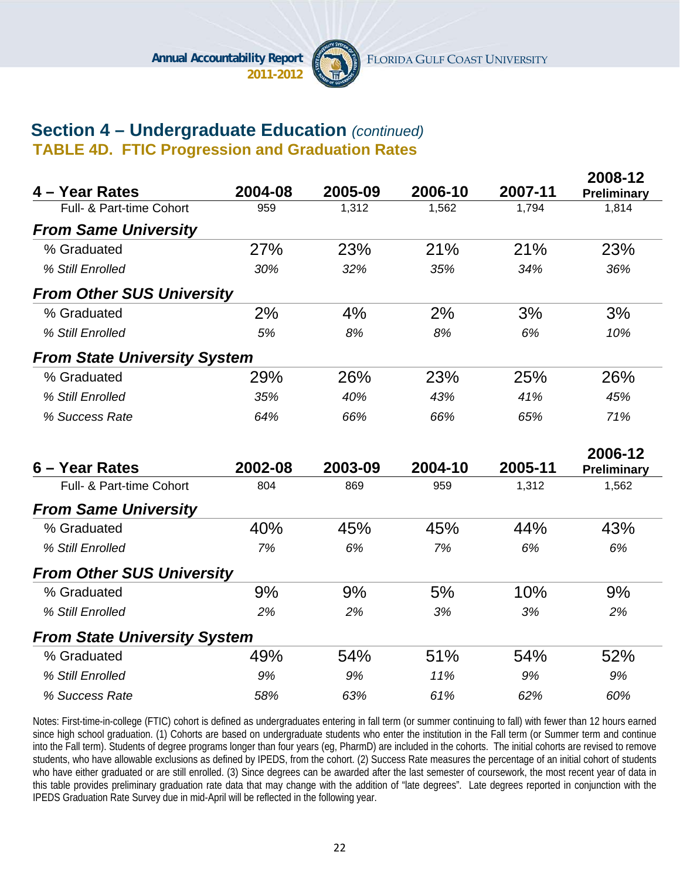## Section 4 – Undergraduate Education *(continued)*

### TABLE 4D. FTIC Progression and Graduation Rates

| 4 – Year Rates | 2004-08 | 2005-09 | 2006-10 | 2007-11 | 2008-12 Preliminary |
|---|---|---|---|---|---|
| Full- & Part-time Cohort | 959 | 1,312 | 1,562 | 1,794 | 1,814 |
| **From Same University** | | | | | |
| % Graduated | 27% | 23% | 21% | 21% | 23% |
| *% Still Enrolled* | *30%* | *32%* | *35%* | *34%* | *36%* |
| **From Other SUS University** | | | | | |
| % Graduated | 2% | 4% | 2% | 3% | 3% |
| *% Still Enrolled* | *5%* | *8%* | *8%* | *6%* | *10%* |
| **From State University System** | | | | | |
| % Graduated | 29% | 26% | 23% | 25% | 26% |
| *% Still Enrolled* | *35%* | *40%* | *43%* | *41%* | *45%* |
| *% Success Rate* | *64%* | *66%* | *66%* | *65%* | *71%* |

| 6 – Year Rates | 2002-08 | 2003-09 | 2004-10 | 2005-11 | 2006-12 Preliminary |
|---|---|---|---|---|---|
| Full- & Part-time Cohort | 804 | 869 | 959 | 1,312 | 1,562 |
| **From Same University** | | | | | |
| % Graduated | 40% | 45% | 45% | 44% | 43% |
| *% Still Enrolled* | *7%* | *6%* | *7%* | *6%* | *6%* |
| **From Other SUS University** | | | | | |
| % Graduated | 9% | 9% | 5% | 10% | 9% |
| *% Still Enrolled* | *2%* | *2%* | *3%* | *3%* | *2%* |
| **From State University System** | | | | | |
| % Graduated | 49% | 54% | 51% | 54% | 52% |
| *% Still Enrolled* | *9%* | *9%* | *11%* | *9%* | *9%* |
| *% Success Rate* | *58%* | *63%* | *61%* | *62%* | *60%* |

Notes: First-time-in-college (FTIC) cohort is defined as undergraduates entering in fall term (or summer continuing to fall) with fewer than 12 hours earned since high school graduation. (1) Cohorts are based on undergraduate students who enter the institution in the Fall term (or Summer term and continue into the Fall term). Students of degree programs longer than four years (eg, PharmD) are included in the cohorts. The initial cohorts are revised to remove students, who have allowable exclusions as defined by IPEDS, from the cohort. (2) Success Rate measures the percentage of an initial cohort of students who have either graduated or are still enrolled. (3) Since degrees can be awarded after the last semester of coursework, the most recent year of data in this table provides preliminary graduation rate data that may change with the addition of "late degrees". Late degrees reported in conjunction with the IPEDS Graduation Rate Survey due in mid-April will be reflected in the following year.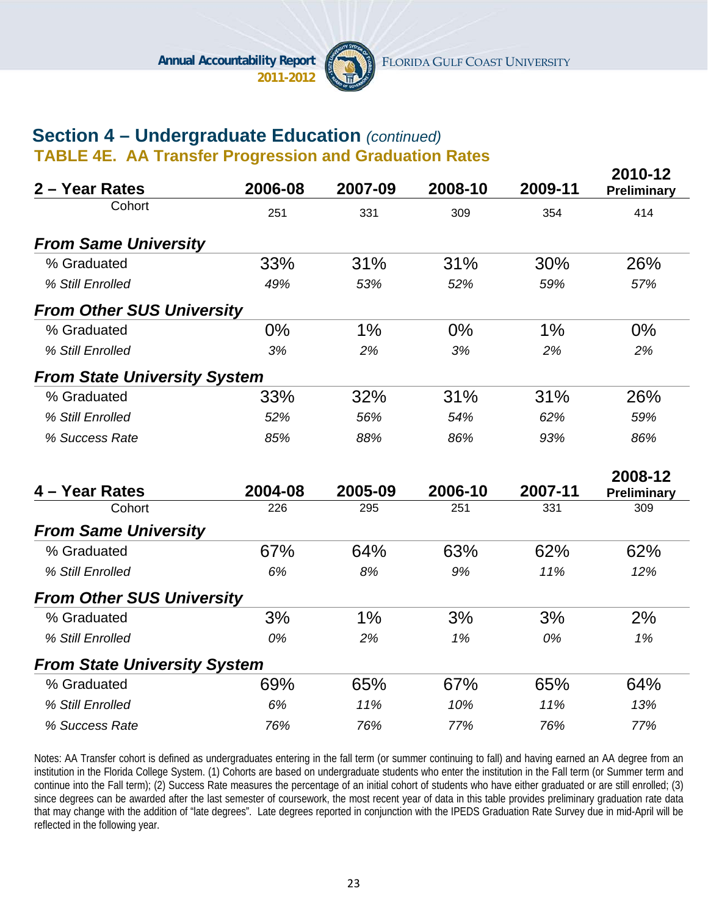## Section 4 – Undergraduate Education *(continued)*

### TABLE 4E. AA Transfer Progression and Graduation Rates

| 2 – Year Rates | 2006-08 | 2007-09 | 2008-10 | 2009-11 | 2010-12 Preliminary |
|---|---|---|---|---|---|
| Cohort | 251 | 331 | 309 | 354 | 414 |
| ***From Same University*** | | | | | |
| % Graduated | 33% | 31% | 31% | 30% | 26% |
| *% Still Enrolled* | *49%* | *53%* | *52%* | *59%* | *57%* |
| ***From Other SUS University*** | | | | | |
| % Graduated | 0% | 1% | 0% | 1% | 0% |
| *% Still Enrolled* | *3%* | *2%* | *3%* | *2%* | *2%* |
| ***From State University System*** | | | | | |
| % Graduated | 33% | 32% | 31% | 31% | 26% |
| *% Still Enrolled* | *52%* | *56%* | *54%* | *62%* | *59%* |
| *% Success Rate* | *85%* | *88%* | *86%* | *93%* | *86%* |

| 4 – Year Rates | 2004-08 | 2005-09 | 2006-10 | 2007-11 | 2008-12 Preliminary |
|---|---|---|---|---|---|
| Cohort | 226 | 295 | 251 | 331 | 309 |
| ***From Same University*** | | | | | |
| % Graduated | 67% | 64% | 63% | 62% | 62% |
| *% Still Enrolled* | *6%* | *8%* | *9%* | *11%* | *12%* |
| ***From Other SUS University*** | | | | | |
| % Graduated | 3% | 1% | 3% | 3% | 2% |
| *% Still Enrolled* | *0%* | *2%* | *1%* | *0%* | *1%* |
| ***From State University System*** | | | | | |
| % Graduated | 69% | 65% | 67% | 65% | 64% |
| *% Still Enrolled* | *6%* | *11%* | *10%* | *11%* | *13%* |
| *% Success Rate* | *76%* | *76%* | *77%* | *76%* | *77%* |

Notes: AA Transfer cohort is defined as undergraduates entering in the fall term (or summer continuing to fall) and having earned an AA degree from an institution in the Florida College System. (1) Cohorts are based on undergraduate students who enter the institution in the Fall term (or Summer term and continue into the Fall term); (2) Success Rate measures the percentage of an initial cohort of students who have either graduated or are still enrolled; (3) since degrees can be awarded after the last semester of coursework, the most recent year of data in this table provides preliminary graduation rate data that may change with the addition of "late degrees". Late degrees reported in conjunction with the IPEDS Graduation Rate Survey due in mid-April will be reflected in the following year.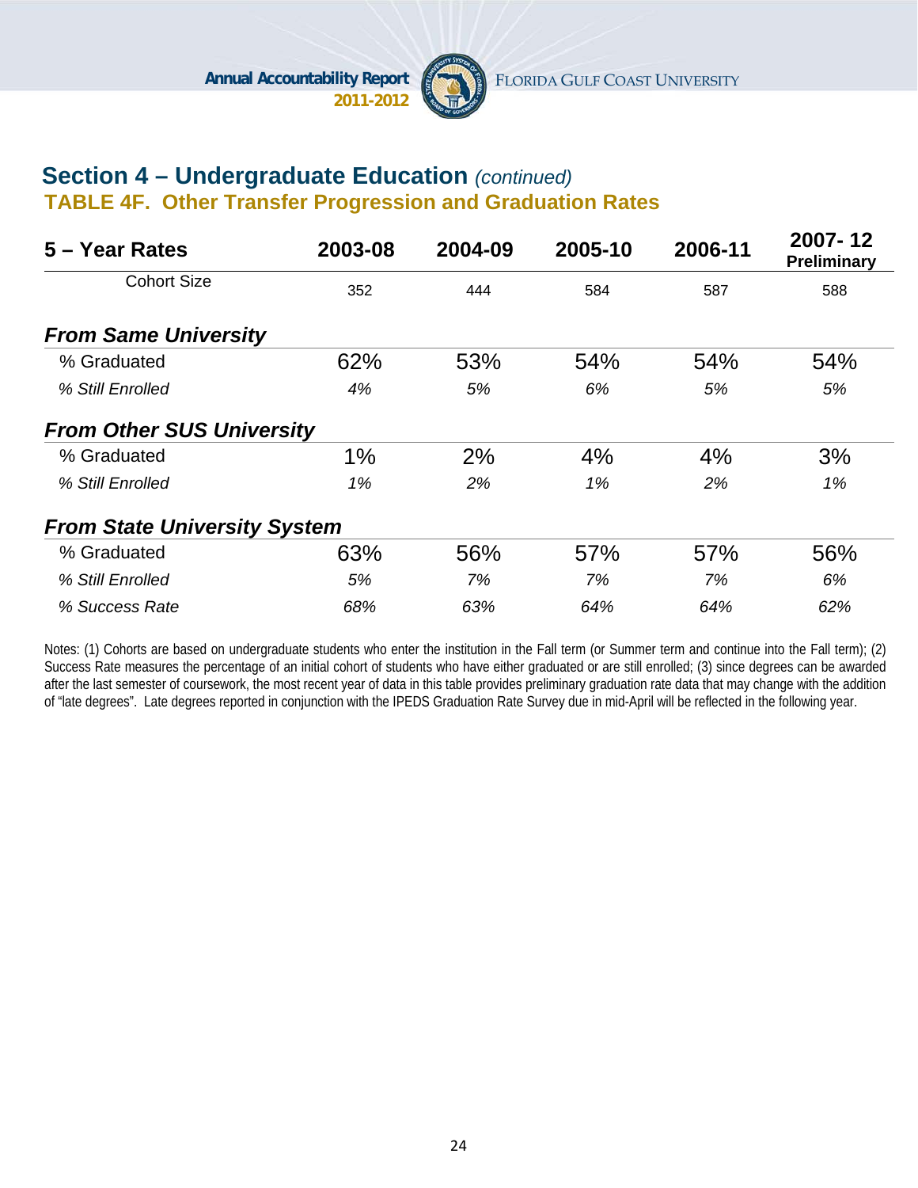## Section 4 – Undergraduate Education *(continued)*

### TABLE 4F. Other Transfer Progression and Graduation Rates

| 5 – Year Rates | 2003-08 | 2004-09 | 2005-10 | 2006-11 | 2007- 12 Preliminary |
|---|---|---|---|---|---|
| Cohort Size | 352 | 444 | 584 | 587 | 588 |
| ***From Same University*** | | | | | |
| % Graduated | 62% | 53% | 54% | 54% | 54% |
| *% Still Enrolled* | *4%* | *5%* | *6%* | *5%* | *5%* |
| ***From Other SUS University*** | | | | | |
| % Graduated | 1% | 2% | 4% | 4% | 3% |
| *% Still Enrolled* | *1%* | *2%* | *1%* | *2%* | *1%* |
| ***From State University System*** | | | | | |
| % Graduated | 63% | 56% | 57% | 57% | 56% |
| *% Still Enrolled* | *5%* | *7%* | *7%* | *7%* | *6%* |
| *% Success Rate* | *68%* | *63%* | *64%* | *64%* | *62%* |

Notes: (1) Cohorts are based on undergraduate students who enter the institution in the Fall term (or Summer term and continue into the Fall term); (2) Success Rate measures the percentage of an initial cohort of students who have either graduated or are still enrolled; (3) since degrees can be awarded after the last semester of coursework, the most recent year of data in this table provides preliminary graduation rate data that may change with the addition of "late degrees". Late degrees reported in conjunction with the IPEDS Graduation Rate Survey due in mid-April will be reflected in the following year.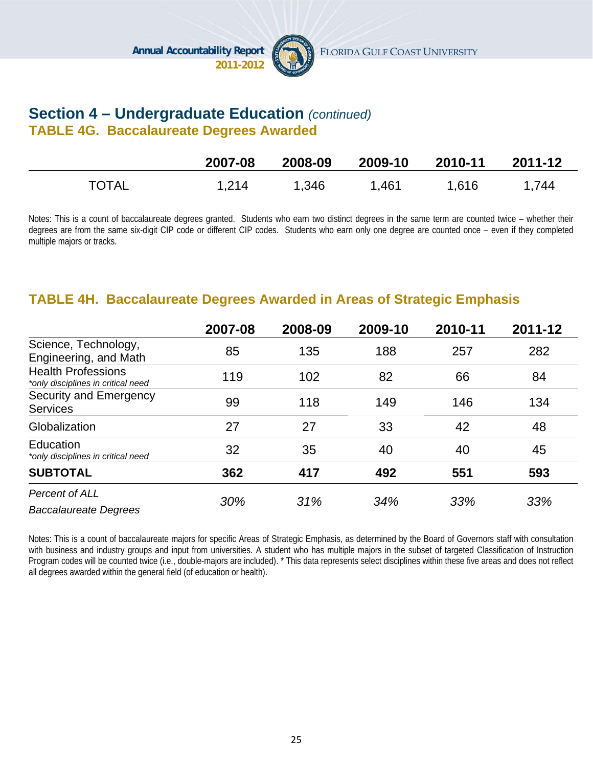## Section 4 – Undergraduate Education *(continued)*

### TABLE 4G. Baccalaureate Degrees Awarded

| | 2007-08 | 2008-09 | 2009-10 | 2010-11 | 2011-12 |
|---|---|---|---|---|---|
| TOTAL | 1,214 | 1,346 | 1,461 | 1,616 | 1,744 |

Notes: This is a count of baccalaureate degrees granted. Students who earn two distinct degrees in the same term are counted twice – whether their degrees are from the same six-digit CIP code or different CIP codes. Students who earn only one degree are counted once – even if they completed multiple majors or tracks.

### TABLE 4H. Baccalaureate Degrees Awarded in Areas of Strategic Emphasis

| | 2007-08 | 2008-09 | 2009-10 | 2010-11 | 2011-12 |
|---|---|---|---|---|---|
| Science, Technology, Engineering, and Math | 85 | 135 | 188 | 257 | 282 |
| Health Professions *\*only disciplines in critical need* | 119 | 102 | 82 | 66 | 84 |
| Security and Emergency Services | 99 | 118 | 149 | 146 | 134 |
| Globalization | 27 | 27 | 33 | 42 | 48 |
| Education *\*only disciplines in critical need* | 32 | 35 | 40 | 40 | 45 |
| **SUBTOTAL** | **362** | **417** | **492** | **551** | **593** |
| *Percent of ALL Baccalaureate Degrees* | *30%* | *31%* | *34%* | *33%* | *33%* |

Notes: This is a count of baccalaureate majors for specific Areas of Strategic Emphasis, as determined by the Board of Governors staff with consultation with business and industry groups and input from universities. A student who has multiple majors in the subset of targeted Classification of Instruction Program codes will be counted twice (i.e., double-majors are included). * This data represents select disciplines within these five areas and does not reflect all degrees awarded within the general field (of education or health).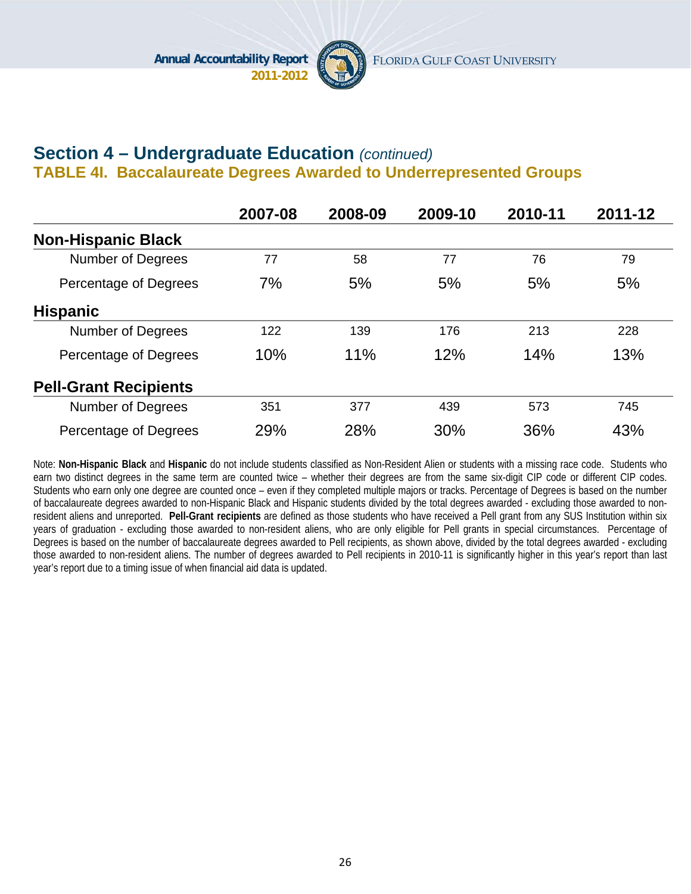## Section 4 – Undergraduate Education *(continued)*

### TABLE 4I. Baccalaureate Degrees Awarded to Underrepresented Groups

| | 2007-08 | 2008-09 | 2009-10 | 2010-11 | 2011-12 |
|---|---|---|---|---|---|
| **Non-Hispanic Black** | | | | | |
| Number of Degrees | 77 | 58 | 77 | 76 | 79 |
| Percentage of Degrees | 7% | 5% | 5% | 5% | 5% |
| **Hispanic** | | | | | |
| Number of Degrees | 122 | 139 | 176 | 213 | 228 |
| Percentage of Degrees | 10% | 11% | 12% | 14% | 13% |
| **Pell-Grant Recipients** | | | | | |
| Number of Degrees | 351 | 377 | 439 | 573 | 745 |
| Percentage of Degrees | 29% | 28% | 30% | 36% | 43% |

Note: **Non-Hispanic Black** and **Hispanic** do not include students classified as Non-Resident Alien or students with a missing race code. Students who earn two distinct degrees in the same term are counted twice – whether their degrees are from the same six-digit CIP code or different CIP codes. Students who earn only one degree are counted once – even if they completed multiple majors or tracks. Percentage of Degrees is based on the number of baccalaureate degrees awarded to non-Hispanic Black and Hispanic students divided by the total degrees awarded - excluding those awarded to non-resident aliens and unreported. **Pell-Grant recipients** are defined as those students who have received a Pell grant from any SUS Institution within six years of graduation - excluding those awarded to non-resident aliens, who are only eligible for Pell grants in special circumstances. Percentage of Degrees is based on the number of baccalaureate degrees awarded to Pell recipients, as shown above, divided by the total degrees awarded - excluding those awarded to non-resident aliens. The number of degrees awarded to Pell recipients in 2010-11 is significantly higher in this year's report than last year's report due to a timing issue of when financial aid data is updated.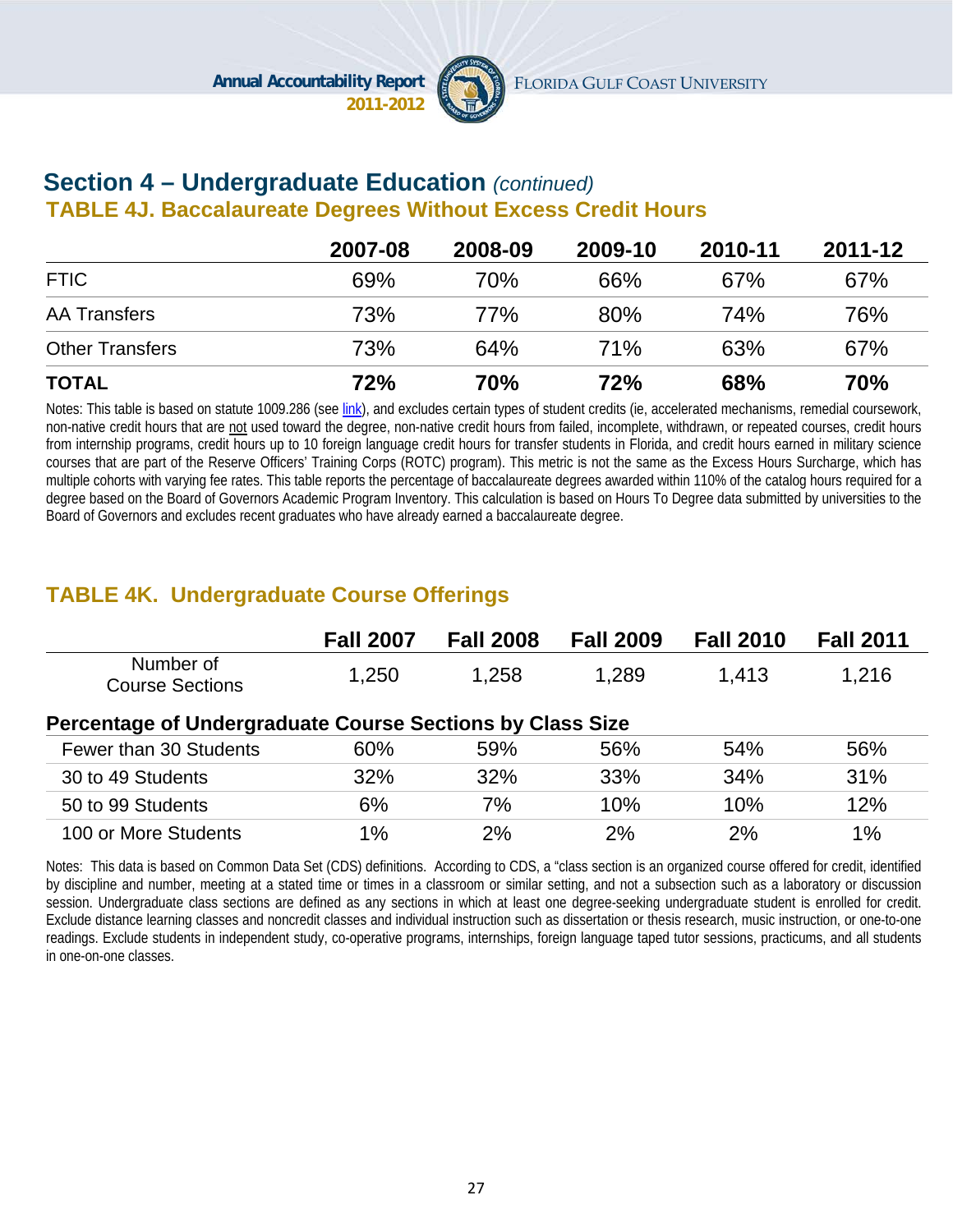## Section 4 – Undergraduate Education *(continued)*

### TABLE 4J. Baccalaureate Degrees Without Excess Credit Hours

| | 2007-08 | 2008-09 | 2009-10 | 2010-11 | 2011-12 |
|---|---|---|---|---|---|
| FTIC | 69% | 70% | 66% | 67% | 67% |
| AA Transfers | 73% | 77% | 80% | 74% | 76% |
| Other Transfers | 73% | 64% | 71% | 63% | 67% |
| **TOTAL** | **72%** | **70%** | **72%** | **68%** | **70%** |

Notes: This table is based on statute 1009.286 (see link), and excludes certain types of student credits (ie, accelerated mechanisms, remedial coursework, non-native credit hours that are not used toward the degree, non-native credit hours from failed, incomplete, withdrawn, or repeated courses, credit hours from internship programs, credit hours up to 10 foreign language credit hours for transfer students in Florida, and credit hours earned in military science courses that are part of the Reserve Officers' Training Corps (ROTC) program). This metric is not the same as the Excess Hours Surcharge, which has multiple cohorts with varying fee rates. This table reports the percentage of baccalaureate degrees awarded within 110% of the catalog hours required for a degree based on the Board of Governors Academic Program Inventory. This calculation is based on Hours To Degree data submitted by universities to the Board of Governors and excludes recent graduates who have already earned a baccalaureate degree.

### TABLE 4K. Undergraduate Course Offerings

| | Fall 2007 | Fall 2008 | Fall 2009 | Fall 2010 | Fall 2011 |
|---|---|---|---|---|---|
| Number of Course Sections | 1,250 | 1,258 | 1,289 | 1,413 | 1,216 |
| **Percentage of Undergraduate Course Sections by Class Size** | | | | | |
| Fewer than 30 Students | 60% | 59% | 56% | 54% | 56% |
| 30 to 49 Students | 32% | 32% | 33% | 34% | 31% |
| 50 to 99 Students | 6% | 7% | 10% | 10% | 12% |
| 100 or More Students | 1% | 2% | 2% | 2% | 1% |

Notes: This data is based on Common Data Set (CDS) definitions. According to CDS, a "class section is an organized course offered for credit, identified by discipline and number, meeting at a stated time or times in a classroom or similar setting, and not a subsection such as a laboratory or discussion session. Undergraduate class sections are defined as any sections in which at least one degree-seeking undergraduate student is enrolled for credit. Exclude distance learning classes and noncredit classes and individual instruction such as dissertation or thesis research, music instruction, or one-to-one readings. Exclude students in independent study, co-operative programs, internships, foreign language taped tutor sessions, practicums, and all students in one-on-one classes.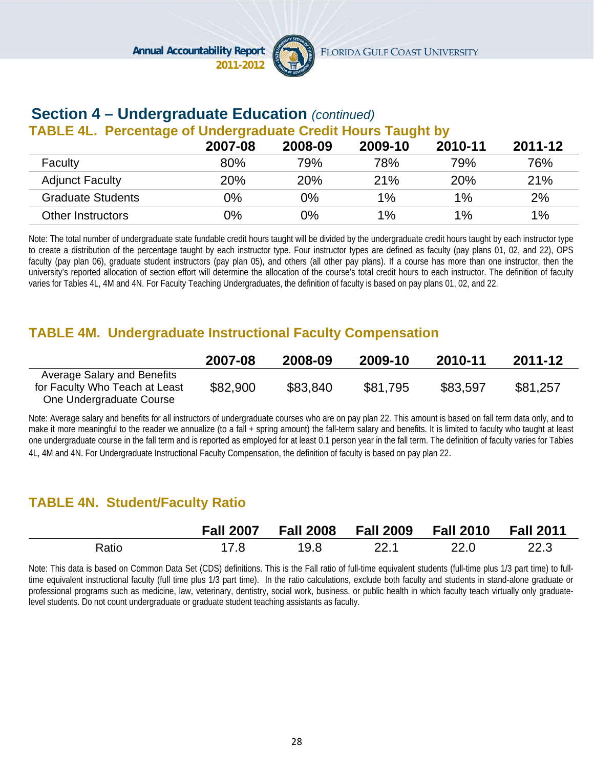## Section 4 – Undergraduate Education *(continued)*

### TABLE 4L. Percentage of Undergraduate Credit Hours Taught by

| | 2007-08 | 2008-09 | 2009-10 | 2010-11 | 2011-12 |
|---|---|---|---|---|---|
| Faculty | 80% | 79% | 78% | 79% | 76% |
| Adjunct Faculty | 20% | 20% | 21% | 20% | 21% |
| Graduate Students | 0% | 0% | 1% | 1% | 2% |
| Other Instructors | 0% | 0% | 1% | 1% | 1% |

Note: The total number of undergraduate state fundable credit hours taught will be divided by the undergraduate credit hours taught by each instructor type to create a distribution of the percentage taught by each instructor type. Four instructor types are defined as faculty (pay plans 01, 02, and 22), OPS faculty (pay plan 06), graduate student instructors (pay plan 05), and others (all other pay plans). If a course has more than one instructor, then the university's reported allocation of section effort will determine the allocation of the course's total credit hours to each instructor. The definition of faculty varies for Tables 4L, 4M and 4N. For Faculty Teaching Undergraduates, the definition of faculty is based on pay plans 01, 02, and 22.

### TABLE 4M. Undergraduate Instructional Faculty Compensation

| | 2007-08 | 2008-09 | 2009-10 | 2010-11 | 2011-12 |
|---|---|---|---|---|---|
| Average Salary and Benefits for Faculty Who Teach at Least One Undergraduate Course | $82,900 | $83,840 | $81,795 | $83,597 | $81,257 |

Note: Average salary and benefits for all instructors of undergraduate courses who are on pay plan 22. This amount is based on fall term data only, and to make it more meaningful to the reader we annualize (to a fall + spring amount) the fall-term salary and benefits. It is limited to faculty who taught at least one undergraduate course in the fall term and is reported as employed for at least 0.1 person year in the fall term. The definition of faculty varies for Tables 4L, 4M and 4N. For Undergraduate Instructional Faculty Compensation, the definition of faculty is based on pay plan 22.

### TABLE 4N. Student/Faculty Ratio

| | Fall 2007 | Fall 2008 | Fall 2009 | Fall 2010 | Fall 2011 |
|---|---|---|---|---|---|
| Ratio | 17.8 | 19.8 | 22.1 | 22.0 | 22.3 |

Note: This data is based on Common Data Set (CDS) definitions. This is the Fall ratio of full-time equivalent students (full-time plus 1/3 part time) to full-time equivalent instructional faculty (full time plus 1/3 part time). In the ratio calculations, exclude both faculty and students in stand-alone graduate or professional programs such as medicine, law, veterinary, dentistry, social work, business, or public health in which faculty teach virtually only graduate-level students. Do not count undergraduate or graduate student teaching assistants as faculty.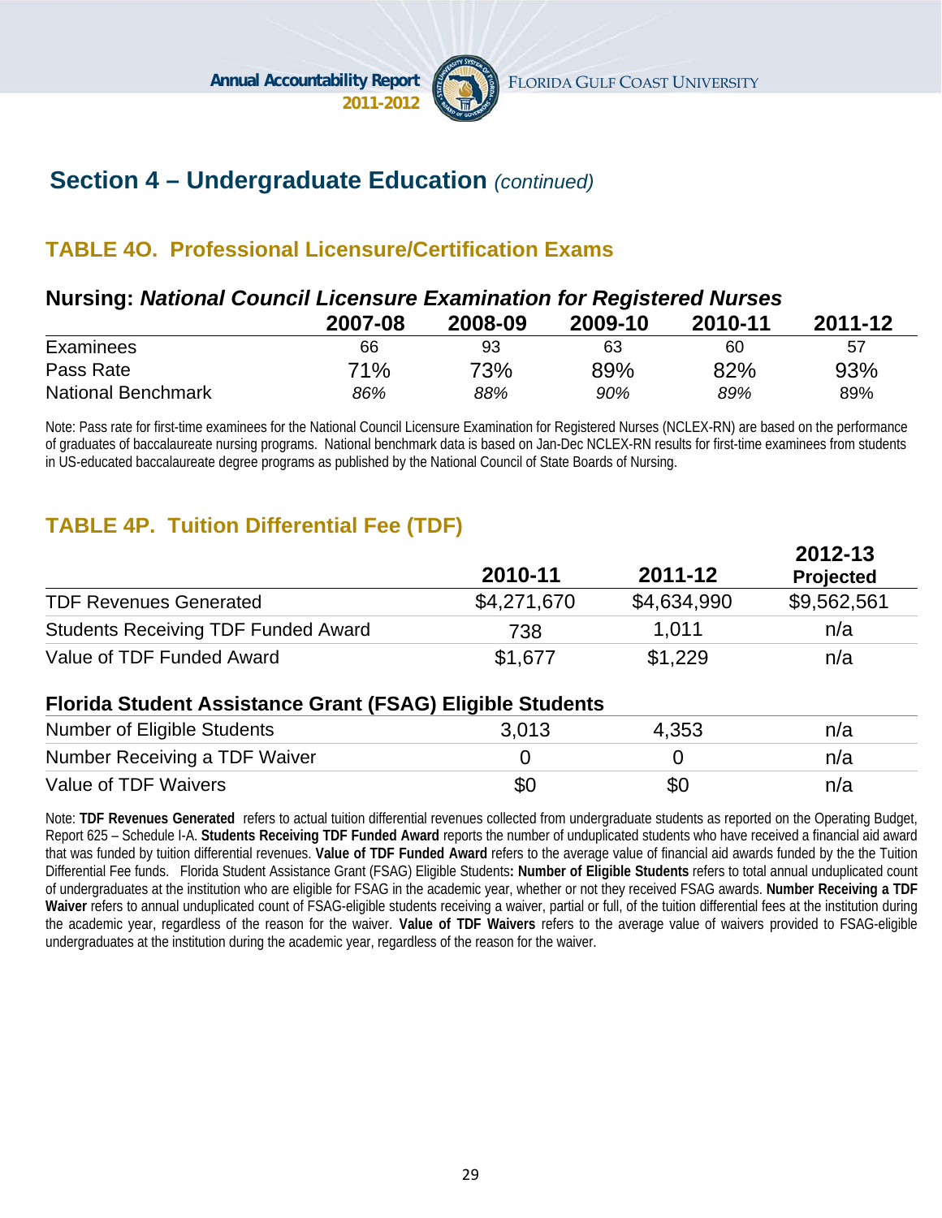## Section 4 – Undergraduate Education *(continued)*

### TABLE 4O. Professional Licensure/Certification Exams

**Nursing: *National Council Licensure Examination for Registered Nurses***

| | 2007-08 | 2008-09 | 2009-10 | 2010-11 | 2011-12 |
|---|---|---|---|---|---|
| Examinees | 66 | 93 | 63 | 60 | 57 |
| Pass Rate | 71% | 73% | 89% | 82% | 93% |
| National Benchmark | *86%* | *88%* | *90%* | *89%* | 89% |

Note: Pass rate for first-time examinees for the National Council Licensure Examination for Registered Nurses (NCLEX-RN) are based on the performance of graduates of baccalaureate nursing programs. National benchmark data is based on Jan-Dec NCLEX-RN results for first-time examinees from students in US-educated baccalaureate degree programs as published by the National Council of State Boards of Nursing.

### TABLE 4P. Tuition Differential Fee (TDF)

| | 2010-11 | 2011-12 | 2012-13 Projected |
|---|---|---|---|
| TDF Revenues Generated | $4,271,670 | $4,634,990 | $9,562,561 |
| Students Receiving TDF Funded Award | 738 | 1,011 | n/a |
| Value of TDF Funded Award | $1,677 | $1,229 | n/a |
| **Florida Student Assistance Grant (FSAG) Eligible Students** | | | |
| Number of Eligible Students | 3,013 | 4,353 | n/a |
| Number Receiving a TDF Waiver | 0 | 0 | n/a |
| Value of TDF Waivers | $0 | $0 | n/a |

Note: **TDF Revenues Generated** refers to actual tuition differential revenues collected from undergraduate students as reported on the Operating Budget, Report 625 – Schedule I-A. **Students Receiving TDF Funded Award** reports the number of unduplicated students who have received a financial aid award that was funded by tuition differential revenues. **Value of TDF Funded Award** refers to the average value of financial aid awards funded by the the Tuition Differential Fee funds. Florida Student Assistance Grant (FSAG) Eligible Students**: Number of Eligible Students** refers to total annual unduplicated count of undergraduates at the institution who are eligible for FSAG in the academic year, whether or not they received FSAG awards. **Number Receiving a TDF Waiver** refers to annual unduplicated count of FSAG-eligible students receiving a waiver, partial or full, of the tuition differential fees at the institution during the academic year, regardless of the reason for the waiver. **Value of TDF Waivers** refers to the average value of waivers provided to FSAG-eligible undergraduates at the institution during the academic year, regardless of the reason for the waiver.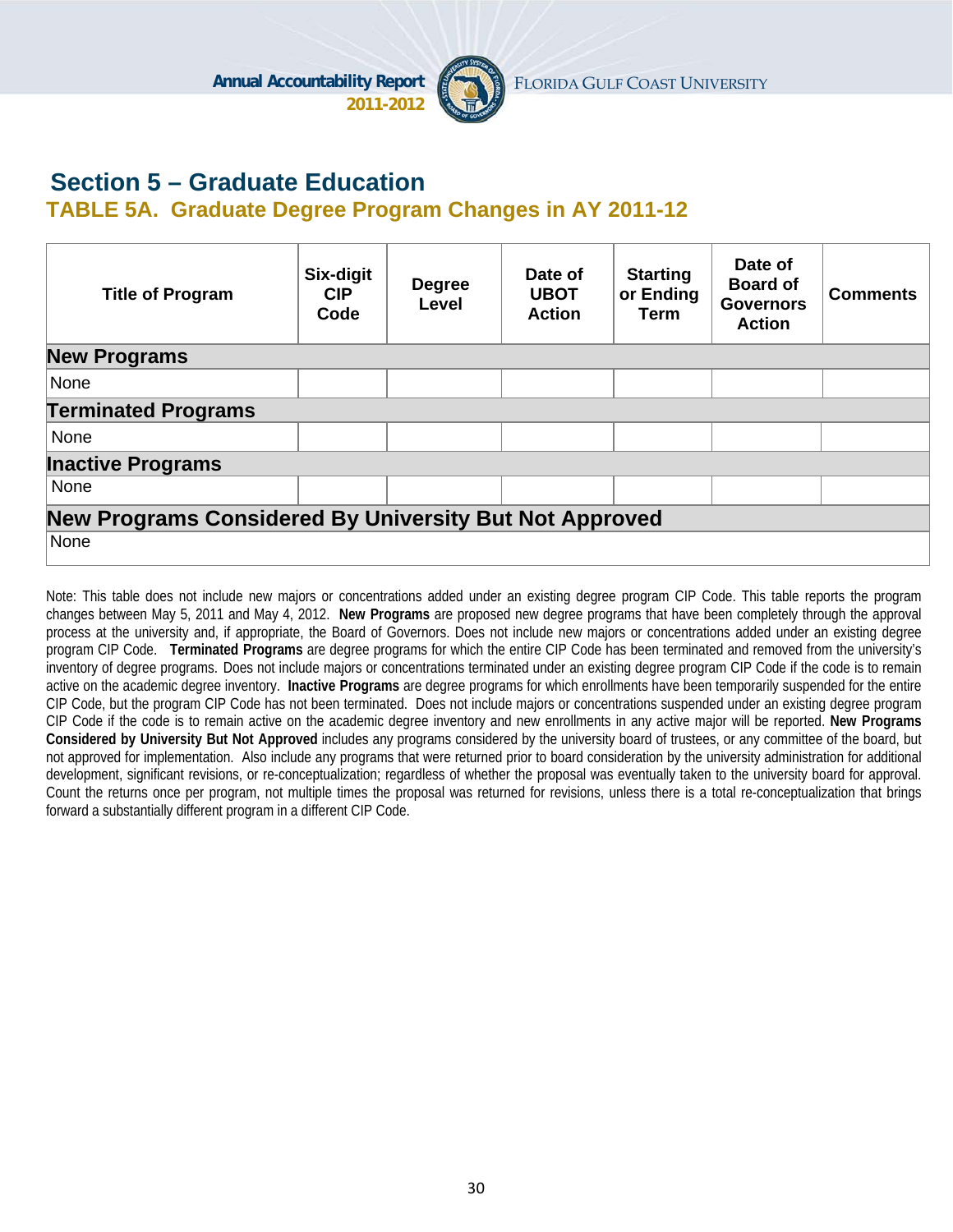## Section 5 – Graduate Education

### TABLE 5A. Graduate Degree Program Changes in AY 2011-12

| Title of Program | Six-digit CIP Code | Degree Level | Date of UBOT Action | Starting or Ending Term | Date of Board of Governors Action | Comments |
|---|---|---|---|---|---|---|
| **New Programs** | | | | | | |
| None | | | | | | |
| **Terminated Programs** | | | | | | |
| None | | | | | | |
| **Inactive Programs** | | | | | | |
| None | | | | | | |
| **New Programs Considered By University But Not Approved** | | | | | | |
| None | | | | | | |

Note: This table does not include new majors or concentrations added under an existing degree program CIP Code. This table reports the program changes between May 5, 2011 and May 4, 2012. **New Programs** are proposed new degree programs that have been completely through the approval process at the university and, if appropriate, the Board of Governors. Does not include new majors or concentrations added under an existing degree program CIP Code. **Terminated Programs** are degree programs for which the entire CIP Code has been terminated and removed from the university's inventory of degree programs. Does not include majors or concentrations terminated under an existing degree program CIP Code if the code is to remain active on the academic degree inventory. **Inactive Programs** are degree programs for which enrollments have been temporarily suspended for the entire CIP Code, but the program CIP Code has not been terminated. Does not include majors or concentrations suspended under an existing degree program CIP Code if the code is to remain active on the academic degree inventory and new enrollments in any active major will be reported. **New Programs Considered by University But Not Approved** includes any programs considered by the university board of trustees, or any committee of the board, but not approved for implementation. Also include any programs that were returned prior to board consideration by the university administration for additional development, significant revisions, or re-conceptualization; regardless of whether the proposal was eventually taken to the university board for approval. Count the returns once per program, not multiple times the proposal was returned for revisions, unless there is a total re-conceptualization that brings forward a substantially different program in a different CIP Code.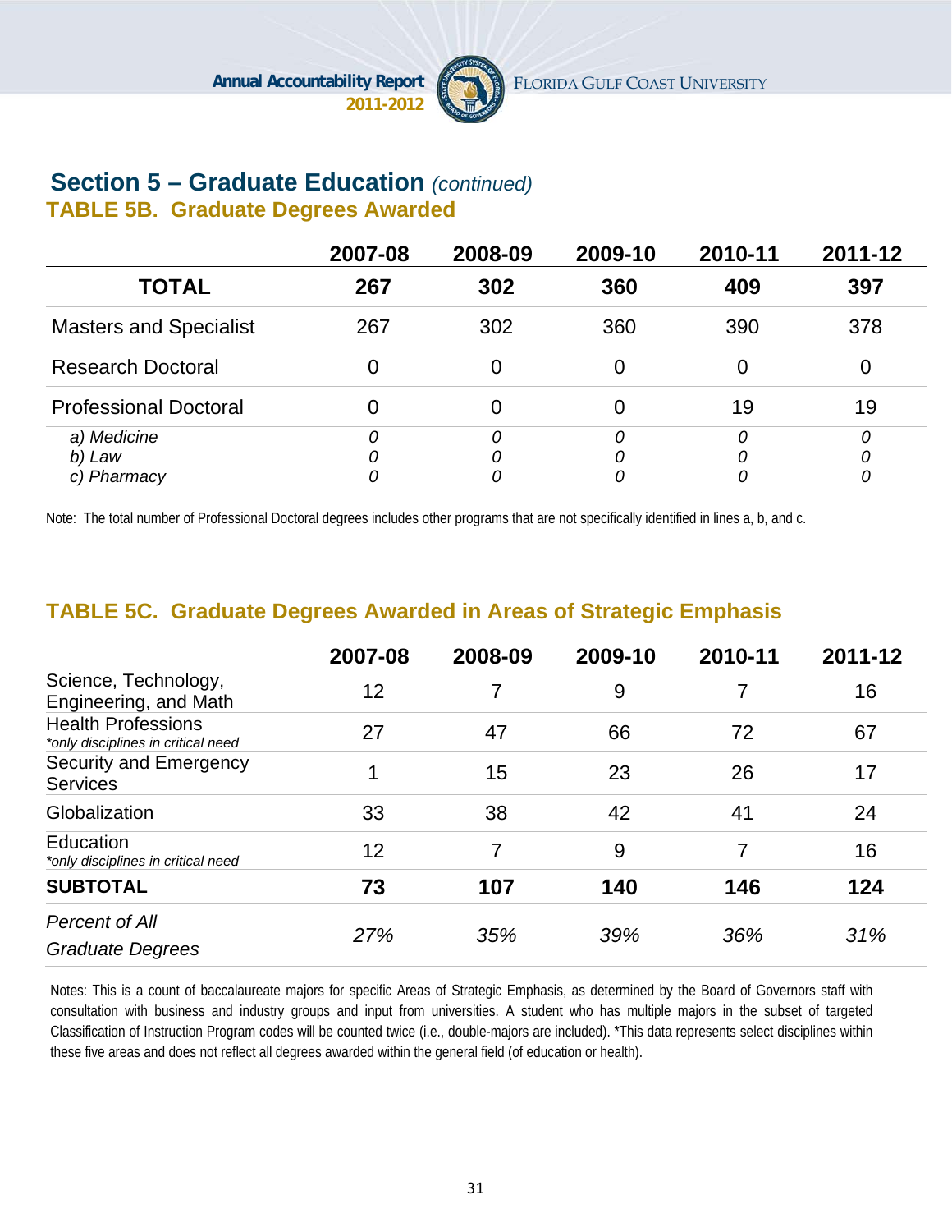## Section 5 – Graduate Education *(continued)*

### TABLE 5B. Graduate Degrees Awarded

| | 2007-08 | 2008-09 | 2009-10 | 2010-11 | 2011-12 |
|---|---|---|---|---|---|
| **TOTAL** | **267** | **302** | **360** | **409** | **397** |
| Masters and Specialist | 267 | 302 | 360 | 390 | 378 |
| Research Doctoral | 0 | 0 | 0 | 0 | 0 |
| Professional Doctoral | 0 | 0 | 0 | 19 | 19 |
| *a) Medicine* | *0* | *0* | *0* | *0* | *0* |
| *b) Law* | *0* | *0* | *0* | *0* | *0* |
| *c) Pharmacy* | *0* | *0* | *0* | *0* | *0* |

Note: The total number of Professional Doctoral degrees includes other programs that are not specifically identified in lines a, b, and c.

### TABLE 5C. Graduate Degrees Awarded in Areas of Strategic Emphasis

| | 2007-08 | 2008-09 | 2009-10 | 2010-11 | 2011-12 |
|---|---|---|---|---|---|
| Science, Technology, Engineering, and Math | 12 | 7 | 9 | 7 | 16 |
| Health Professions *\*only disciplines in critical need* | 27 | 47 | 66 | 72 | 67 |
| Security and Emergency Services | 1 | 15 | 23 | 26 | 17 |
| Globalization | 33 | 38 | 42 | 41 | 24 |
| Education *\*only disciplines in critical need* | 12 | 7 | 9 | 7 | 16 |
| **SUBTOTAL** | **73** | **107** | **140** | **146** | **124** |
| *Percent of All Graduate Degrees* | *27%* | *35%* | *39%* | *36%* | *31%* |

Notes: This is a count of baccalaureate majors for specific Areas of Strategic Emphasis, as determined by the Board of Governors staff with consultation with business and industry groups and input from universities. A student who has multiple majors in the subset of targeted Classification of Instruction Program codes will be counted twice (i.e., double-majors are included). *This data represents select disciplines within these five areas and does not reflect all degrees awarded within the general field (of education or health).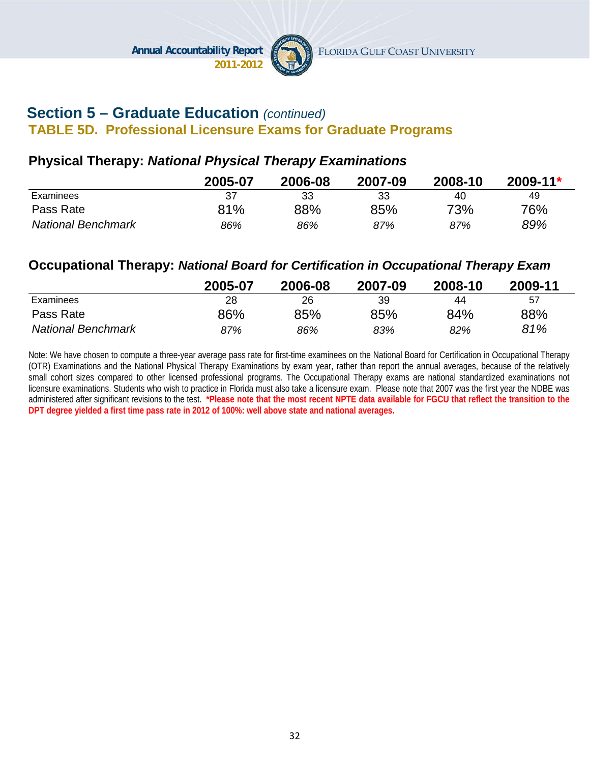## Section 5 – Graduate Education *(continued)*

### TABLE 5D. Professional Licensure Exams for Graduate Programs

#### Physical Therapy: *National Physical Therapy Examinations*

| | 2005-07 | 2006-08 | 2007-09 | 2008-10 | 2009-11* |
|---|---|---|---|---|---|
| Examinees | 37 | 33 | 33 | 40 | 49 |
| Pass Rate | 81% | 88% | 85% | 73% | 76% |
| *National Benchmark* | *86%* | *86%* | *87%* | *87%* | *89%* |

#### Occupational Therapy: *National Board for Certification in Occupational Therapy Exam*

| | 2005-07 | 2006-08 | 2007-09 | 2008-10 | 2009-11 |
|---|---|---|---|---|---|
| Examinees | 28 | 26 | 39 | 44 | 57 |
| Pass Rate | 86% | 85% | 85% | 84% | 88% |
| *National Benchmark* | *87%* | *86%* | *83%* | *82%* | *81%* |

Note: We have chosen to compute a three-year average pass rate for first-time examinees on the National Board for Certification in Occupational Therapy (OTR) Examinations and the National Physical Therapy Examinations by exam year, rather than report the annual averages, because of the relatively small cohort sizes compared to other licensed professional programs. The Occupational Therapy exams are national standardized examinations not licensure examinations. Students who wish to practice in Florida must also take a licensure exam. Please note that 2007 was the first year the NDBE was administered after significant revisions to the test. **\*Please note that the most recent NPTE data available for FGCU that reflect the transition to the DPT degree yielded a first time pass rate in 2012 of 100%: well above state and national averages.**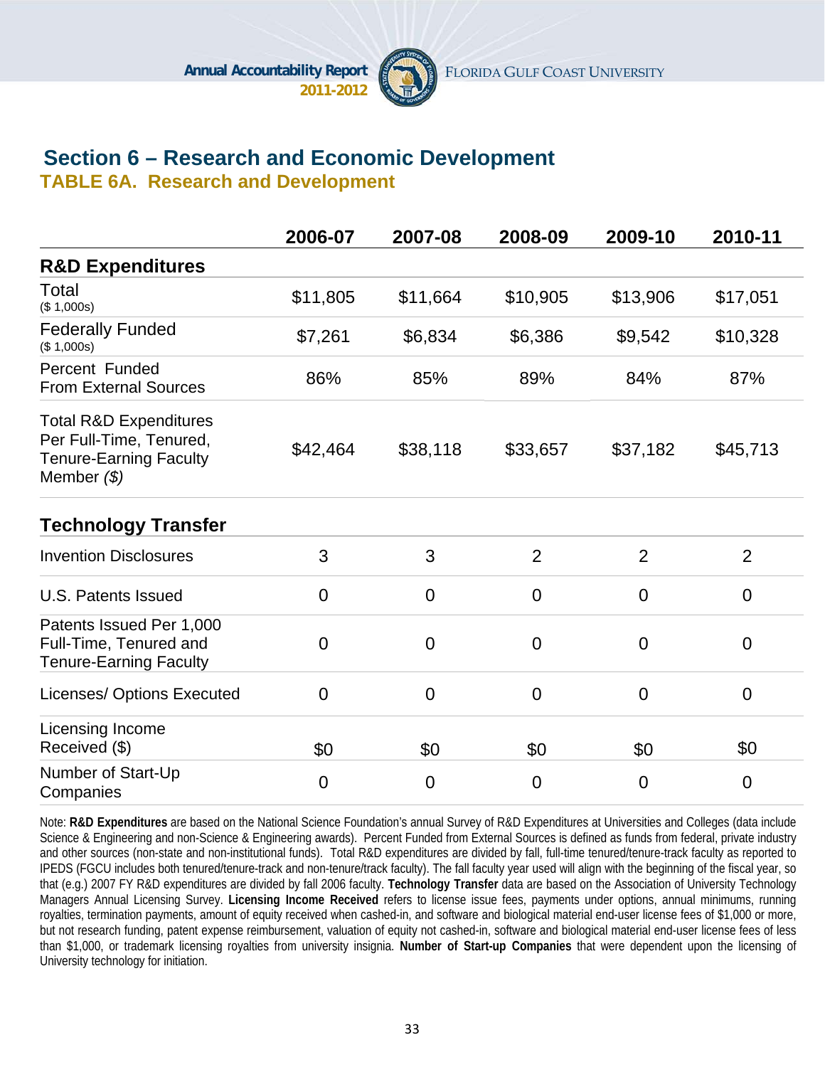## Section 6 – Research and Economic Development

### TABLE 6A. Research and Development

| | 2006-07 | 2007-08 | 2008-09 | 2009-10 | 2010-11 |
|---|---|---|---|---|---|
| **R&D Expenditures** | | | | | |
| Total ($ 1,000s) | $11,805 | $11,664 | $10,905 | $13,906 | $17,051 |
| Federally Funded ($ 1,000s) | $7,261 | $6,834 | $6,386 | $9,542 | $10,328 |
| Percent Funded From External Sources | 86% | 85% | 89% | 84% | 87% |
| Total R&D Expenditures Per Full-Time, Tenured, Tenure-Earning Faculty Member *($)* | $42,464 | $38,118 | $33,657 | $37,182 | $45,713 |
| **Technology Transfer** | | | | | |
| Invention Disclosures | 3 | 3 | 2 | 2 | 2 |
| U.S. Patents Issued | 0 | 0 | 0 | 0 | 0 |
| Patents Issued Per 1,000 Full-Time, Tenured and Tenure-Earning Faculty | 0 | 0 | 0 | 0 | 0 |
| Licenses/ Options Executed | 0 | 0 | 0 | 0 | 0 |
| Licensing Income Received ($) | $0 | $0 | $0 | $0 | $0 |
| Number of Start-Up Companies | 0 | 0 | 0 | 0 | 0 |

Note: **R&D Expenditures** are based on the National Science Foundation's annual Survey of R&D Expenditures at Universities and Colleges (data include Science & Engineering and non-Science & Engineering awards). Percent Funded from External Sources is defined as funds from federal, private industry and other sources (non-state and non-institutional funds). Total R&D expenditures are divided by fall, full-time tenured/tenure-track faculty as reported to IPEDS (FGCU includes both tenured/tenure-track and non-tenure/track faculty). The fall faculty year used will align with the beginning of the fiscal year, so that (e.g.) 2007 FY R&D expenditures are divided by fall 2006 faculty. **Technology Transfer** data are based on the Association of University Technology Managers Annual Licensing Survey. **Licensing Income Received** refers to license issue fees, payments under options, annual minimums, running royalties, termination payments, amount of equity received when cashed-in, and software and biological material end-user license fees of $1,000 or more, but not research funding, patent expense reimbursement, valuation of equity not cashed-in, software and biological material end-user license fees of less than $1,000, or trademark licensing royalties from university insignia. **Number of Start-up Companies** that were dependent upon the licensing of University technology for initiation.